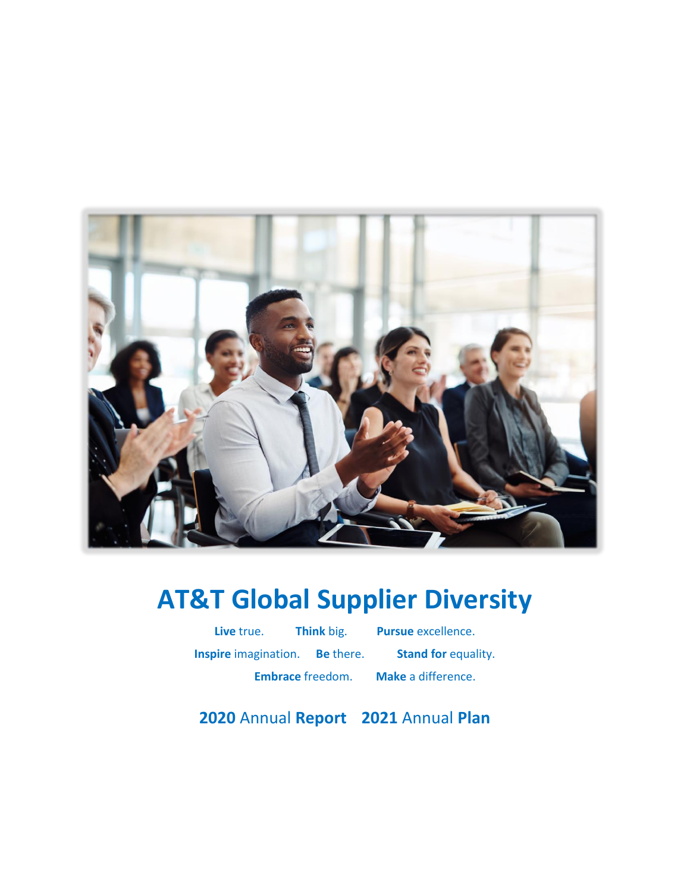# AT&T Global Supplier Diversity

**Live** true. **Think** big. **Pursue** excellence.

**Inspire** imagination. **Be** there. **Stand for** equality.

**Embrace** freedom. **Make** a difference.

**2020** Annual **Report** **2021** Annual **Plan**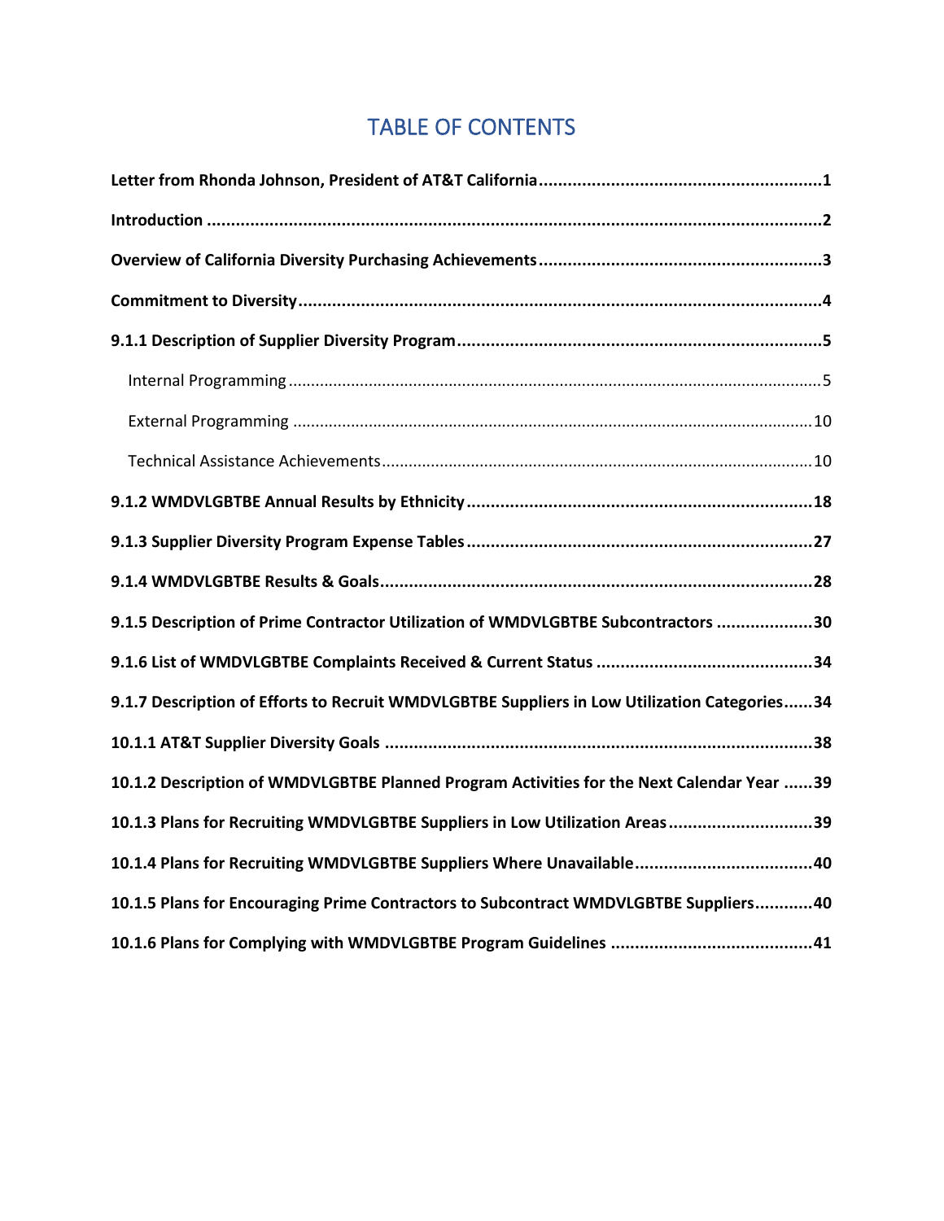# TABLE OF CONTENTS

**Letter from Rhonda Johnson, President of AT&T California** .......... **1**

**Introduction** .......... **2**

**Overview of California Diversity Purchasing Achievements** .......... **3**

**Commitment to Diversity** .......... **4**

**9.1.1 Description of Supplier Diversity Program** .......... **5**

- Internal Programming .......... 5
- External Programming .......... 10
- Technical Assistance Achievements .......... 10

**9.1.2 WMDVLGBTBE Annual Results by Ethnicity** .......... **18**

**9.1.3 Supplier Diversity Program Expense Tables** .......... **27**

**9.1.4 WMDVLGBTBE Results & Goals** .......... **28**

**9.1.5 Description of Prime Contractor Utilization of WMDVLGBTBE Subcontractors** .......... **30**

**9.1.6 List of WMDVLGBTBE Complaints Received & Current Status** .......... **34**

**9.1.7 Description of Efforts to Recruit WMDVLGBTBE Suppliers in Low Utilization Categories** .......... **34**

**10.1.1 AT&T Supplier Diversity Goals** .......... **38**

**10.1.2 Description of WMDVLGBTBE Planned Program Activities for the Next Calendar Year** .......... **39**

**10.1.3 Plans for Recruiting WMDVLGBTBE Suppliers in Low Utilization Areas** .......... **39**

**10.1.4 Plans for Recruiting WMDVLGBTBE Suppliers Where Unavailable** .......... **40**

**10.1.5 Plans for Encouraging Prime Contractors to Subcontract WMDVLGBTBE Suppliers** .......... **40**

**10.1.6 Plans for Complying with WMDVLGBTBE Program Guidelines** .......... **41**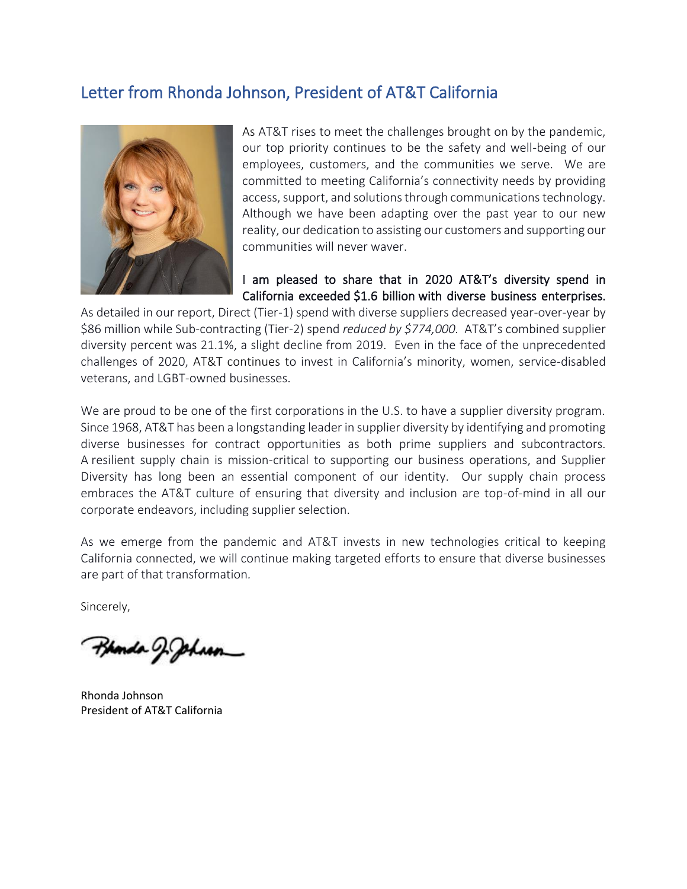## Letter from Rhonda Johnson, President of AT&T California

As AT&T rises to meet the challenges brought on by the pandemic, our top priority continues to be the safety and well-being of our employees, customers, and the communities we serve. We are committed to meeting California's connectivity needs by providing access, support, and solutions through communications technology. Although we have been adapting over the past year to our new reality, our dedication to assisting our customers and supporting our communities will never waver.

I am pleased to share that in 2020 AT&T's diversity spend in California exceeded $1.6 billion with diverse business enterprises. As detailed in our report, Direct (Tier-1) spend with diverse suppliers decreased year-over-year by $86 million while Sub-contracting (Tier-2) spend *reduced by $774,000.* AT&T's combined supplier diversity percent was 21.1%, a slight decline from 2019. Even in the face of the unprecedented challenges of 2020, AT&T continues to invest in California's minority, women, service-disabled veterans, and LGBT-owned businesses.

We are proud to be one of the first corporations in the U.S. to have a supplier diversity program. Since 1968, AT&T has been a longstanding leader in supplier diversity by identifying and promoting diverse businesses for contract opportunities as both prime suppliers and subcontractors. A resilient supply chain is mission-critical to supporting our business operations, and Supplier Diversity has long been an essential component of our identity. Our supply chain process embraces the AT&T culture of ensuring that diversity and inclusion are top-of-mind in all our corporate endeavors, including supplier selection.

As we emerge from the pandemic and AT&T invests in new technologies critical to keeping California connected, we will continue making targeted efforts to ensure that diverse businesses are part of that transformation.

Sincerely,

Rhonda Johnson
President of AT&T California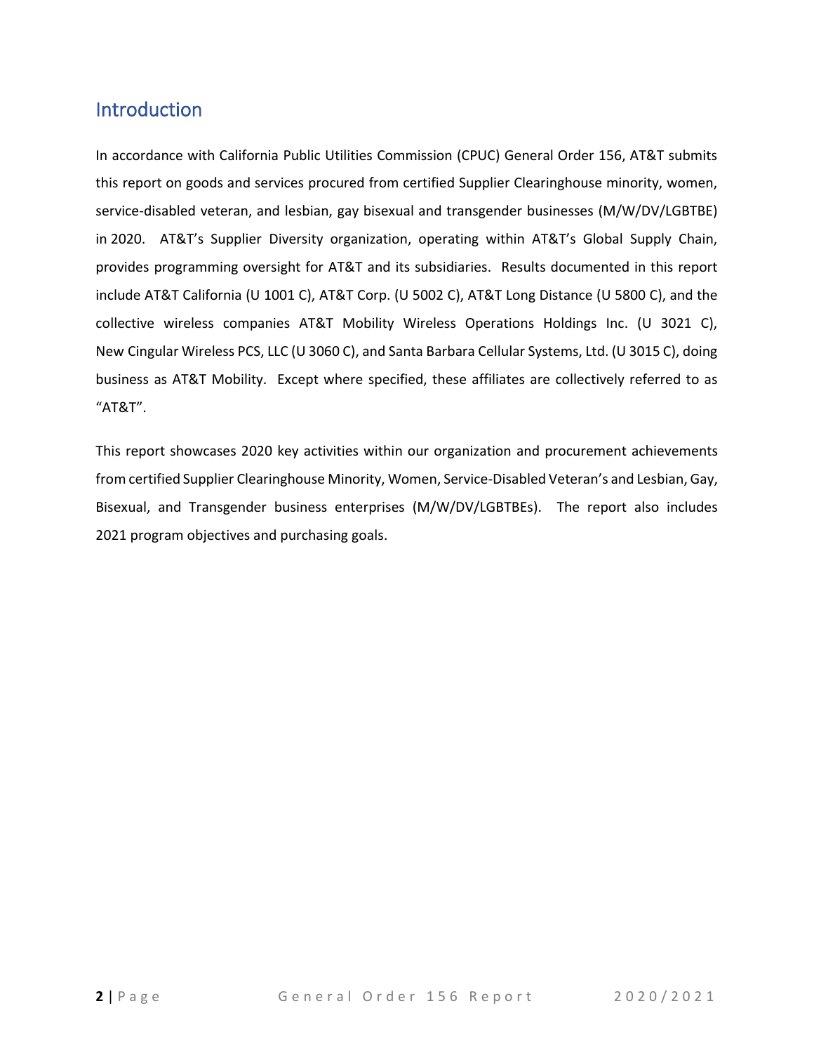## Introduction

In accordance with California Public Utilities Commission (CPUC) General Order 156, AT&T submits this report on goods and services procured from certified Supplier Clearinghouse minority, women, service-disabled veteran, and lesbian, gay bisexual and transgender businesses (M/W/DV/LGBTBE) in 2020. AT&T's Supplier Diversity organization, operating within AT&T's Global Supply Chain, provides programming oversight for AT&T and its subsidiaries. Results documented in this report include AT&T California (U 1001 C), AT&T Corp. (U 5002 C), AT&T Long Distance (U 5800 C), and the collective wireless companies AT&T Mobility Wireless Operations Holdings Inc. (U 3021 C), New Cingular Wireless PCS, LLC (U 3060 C), and Santa Barbara Cellular Systems, Ltd. (U 3015 C), doing business as AT&T Mobility. Except where specified, these affiliates are collectively referred to as "AT&T".

This report showcases 2020 key activities within our organization and procurement achievements from certified Supplier Clearinghouse Minority, Women, Service-Disabled Veteran's and Lesbian, Gay, Bisexual, and Transgender business enterprises (M/W/DV/LGBTBEs). The report also includes 2021 program objectives and purchasing goals.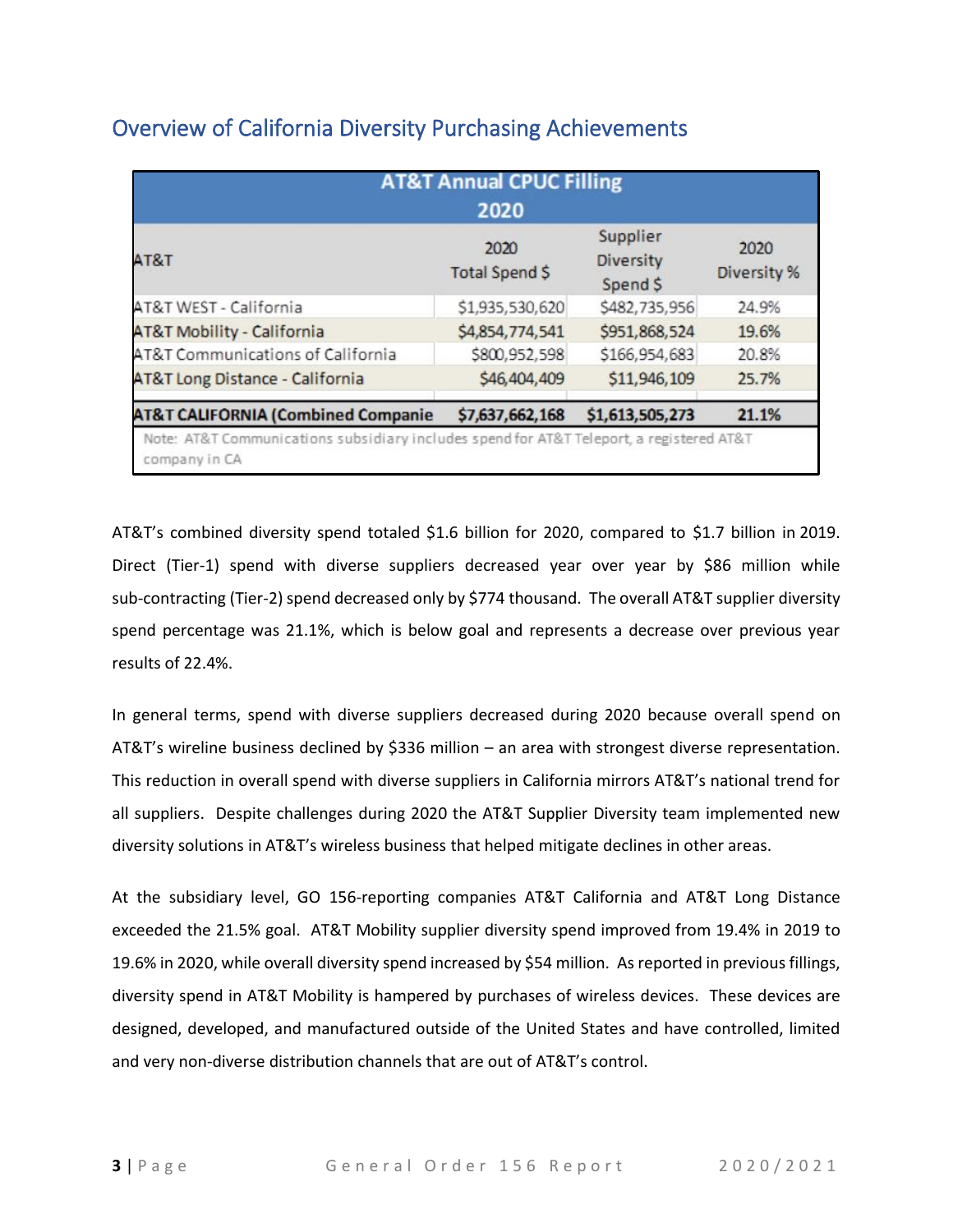## Overview of California Diversity Purchasing Achievements

| AT&T Annual CPUC Filling 2020 | | | |
|---|---|---|---|
| AT&T | 2020 Total Spend $ | Supplier Diversity Spend $ | 2020 Diversity % |
| AT&T WEST - California | $1,935,530,620 | $482,735,956 | 24.9% |
| AT&T Mobility - California | $4,854,774,541 | $951,868,524 | 19.6% |
| AT&T Communications of California | $800,952,598 | $166,954,683 | 20.8% |
| AT&T Long Distance - California | $46,404,409 | $11,946,109 | 25.7% |
| **AT&T CALIFORNIA (Combined Companie** | **$7,637,662,168** | **$1,613,505,273** | **21.1%** |
| Note: AT&T Communications subsidiary includes spend for AT&T Teleport, a registered AT&T company in CA | | | |

AT&T's combined diversity spend totaled $1.6 billion for 2020, compared to $1.7 billion in 2019. Direct (Tier-1) spend with diverse suppliers decreased year over year by $86 million while sub-contracting (Tier-2) spend decreased only by $774 thousand. The overall AT&T supplier diversity spend percentage was 21.1%, which is below goal and represents a decrease over previous year results of 22.4%.

In general terms, spend with diverse suppliers decreased during 2020 because overall spend on AT&T's wireline business declined by $336 million – an area with strongest diverse representation. This reduction in overall spend with diverse suppliers in California mirrors AT&T's national trend for all suppliers. Despite challenges during 2020 the AT&T Supplier Diversity team implemented new diversity solutions in AT&T's wireless business that helped mitigate declines in other areas.

At the subsidiary level, GO 156-reporting companies AT&T California and AT&T Long Distance exceeded the 21.5% goal. AT&T Mobility supplier diversity spend improved from 19.4% in 2019 to 19.6% in 2020, while overall diversity spend increased by $54 million. As reported in previous fillings, diversity spend in AT&T Mobility is hampered by purchases of wireless devices. These devices are designed, developed, and manufactured outside of the United States and have controlled, limited and very non-diverse distribution channels that are out of AT&T's control.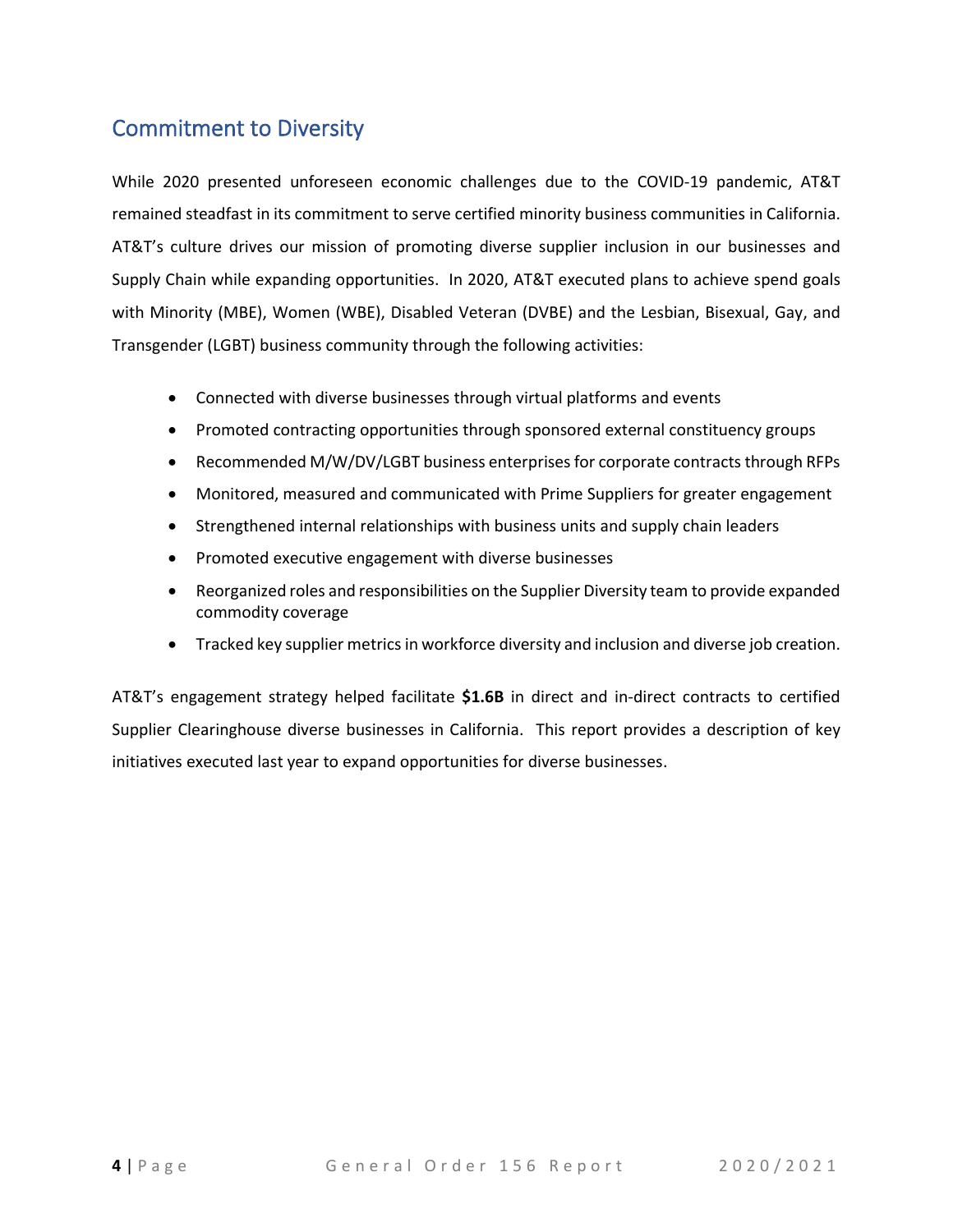## Commitment to Diversity

While 2020 presented unforeseen economic challenges due to the COVID-19 pandemic, AT&T remained steadfast in its commitment to serve certified minority business communities in California. AT&T's culture drives our mission of promoting diverse supplier inclusion in our businesses and Supply Chain while expanding opportunities. In 2020, AT&T executed plans to achieve spend goals with Minority (MBE), Women (WBE), Disabled Veteran (DVBE) and the Lesbian, Bisexual, Gay, and Transgender (LGBT) business community through the following activities:

- Connected with diverse businesses through virtual platforms and events
- Promoted contracting opportunities through sponsored external constituency groups
- Recommended M/W/DV/LGBT business enterprises for corporate contracts through RFPs
- Monitored, measured and communicated with Prime Suppliers for greater engagement
- Strengthened internal relationships with business units and supply chain leaders
- Promoted executive engagement with diverse businesses
- Reorganized roles and responsibilities on the Supplier Diversity team to provide expanded commodity coverage
- Tracked key supplier metrics in workforce diversity and inclusion and diverse job creation.

AT&T's engagement strategy helped facilitate **$1.6B** in direct and in-direct contracts to certified Supplier Clearinghouse diverse businesses in California. This report provides a description of key initiatives executed last year to expand opportunities for diverse businesses.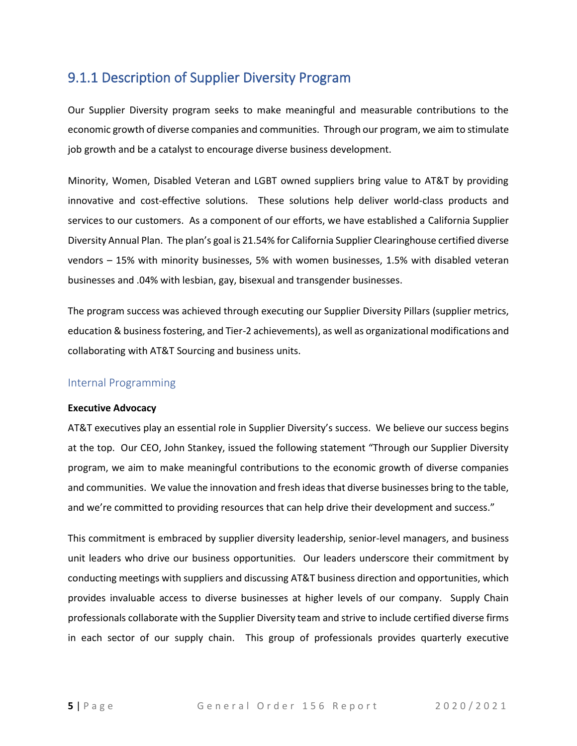## 9.1.1 Description of Supplier Diversity Program

Our Supplier Diversity program seeks to make meaningful and measurable contributions to the economic growth of diverse companies and communities. Through our program, we aim to stimulate job growth and be a catalyst to encourage diverse business development.

Minority, Women, Disabled Veteran and LGBT owned suppliers bring value to AT&T by providing innovative and cost-effective solutions. These solutions help deliver world-class products and services to our customers. As a component of our efforts, we have established a California Supplier Diversity Annual Plan. The plan's goal is 21.54% for California Supplier Clearinghouse certified diverse vendors – 15% with minority businesses, 5% with women businesses, 1.5% with disabled veteran businesses and .04% with lesbian, gay, bisexual and transgender businesses.

The program success was achieved through executing our Supplier Diversity Pillars (supplier metrics, education & business fostering, and Tier-2 achievements), as well as organizational modifications and collaborating with AT&T Sourcing and business units.

### Internal Programming

**Executive Advocacy**

AT&T executives play an essential role in Supplier Diversity's success. We believe our success begins at the top. Our CEO, John Stankey, issued the following statement "Through our Supplier Diversity program, we aim to make meaningful contributions to the economic growth of diverse companies and communities. We value the innovation and fresh ideas that diverse businesses bring to the table, and we're committed to providing resources that can help drive their development and success."

This commitment is embraced by supplier diversity leadership, senior-level managers, and business unit leaders who drive our business opportunities. Our leaders underscore their commitment by conducting meetings with suppliers and discussing AT&T business direction and opportunities, which provides invaluable access to diverse businesses at higher levels of our company. Supply Chain professionals collaborate with the Supplier Diversity team and strive to include certified diverse firms in each sector of our supply chain. This group of professionals provides quarterly executive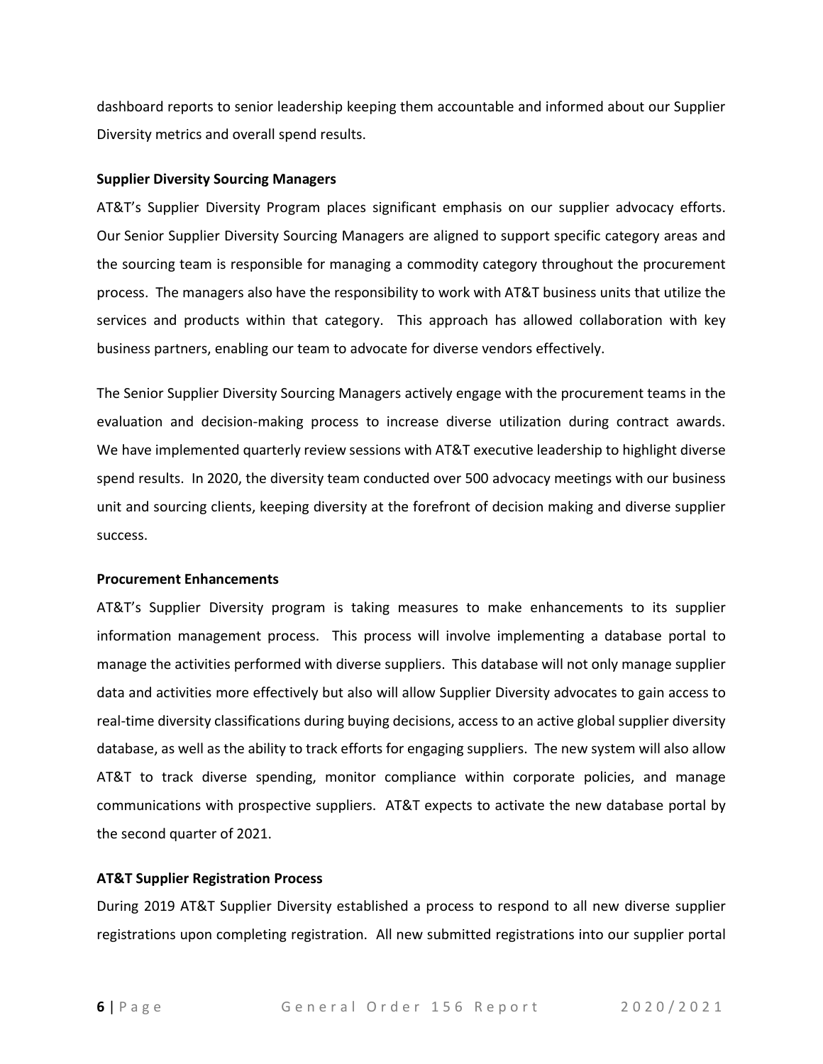dashboard reports to senior leadership keeping them accountable and informed about our Supplier Diversity metrics and overall spend results.

**Supplier Diversity Sourcing Managers**

AT&T's Supplier Diversity Program places significant emphasis on our supplier advocacy efforts. Our Senior Supplier Diversity Sourcing Managers are aligned to support specific category areas and the sourcing team is responsible for managing a commodity category throughout the procurement process. The managers also have the responsibility to work with AT&T business units that utilize the services and products within that category. This approach has allowed collaboration with key business partners, enabling our team to advocate for diverse vendors effectively.

The Senior Supplier Diversity Sourcing Managers actively engage with the procurement teams in the evaluation and decision-making process to increase diverse utilization during contract awards. We have implemented quarterly review sessions with AT&T executive leadership to highlight diverse spend results. In 2020, the diversity team conducted over 500 advocacy meetings with our business unit and sourcing clients, keeping diversity at the forefront of decision making and diverse supplier success.

**Procurement Enhancements**

AT&T's Supplier Diversity program is taking measures to make enhancements to its supplier information management process. This process will involve implementing a database portal to manage the activities performed with diverse suppliers. This database will not only manage supplier data and activities more effectively but also will allow Supplier Diversity advocates to gain access to real-time diversity classifications during buying decisions, access to an active global supplier diversity database, as well as the ability to track efforts for engaging suppliers. The new system will also allow AT&T to track diverse spending, monitor compliance within corporate policies, and manage communications with prospective suppliers. AT&T expects to activate the new database portal by the second quarter of 2021.

**AT&T Supplier Registration Process**

During 2019 AT&T Supplier Diversity established a process to respond to all new diverse supplier registrations upon completing registration. All new submitted registrations into our supplier portal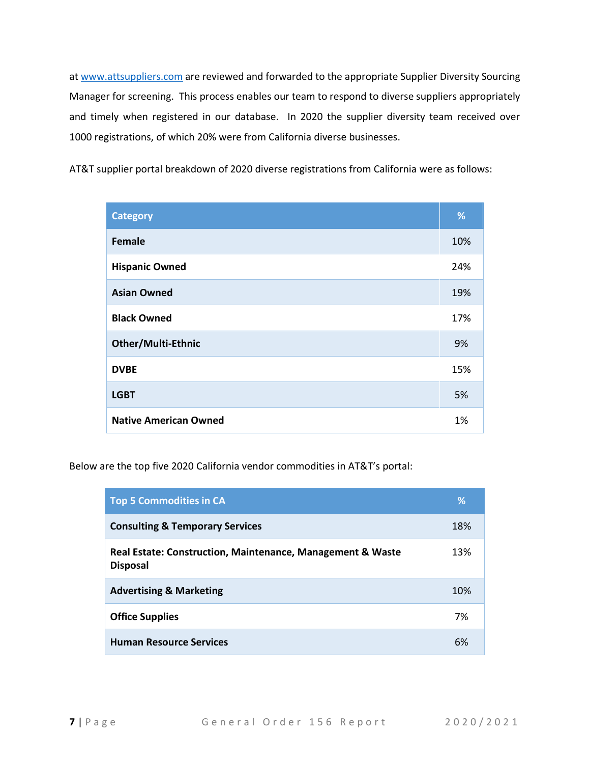at [www.attsuppliers.com](http://www.attsuppliers.com) are reviewed and forwarded to the appropriate Supplier Diversity Sourcing Manager for screening. This process enables our team to respond to diverse suppliers appropriately and timely when registered in our database. In 2020 the supplier diversity team received over 1000 registrations, of which 20% were from California diverse businesses.

AT&T supplier portal breakdown of 2020 diverse registrations from California were as follows:

| Category | % |
| --- | --- |
| **Female** | 10% |
| **Hispanic Owned** | 24% |
| **Asian Owned** | 19% |
| **Black Owned** | 17% |
| **Other/Multi-Ethnic** | 9% |
| **DVBE** | 15% |
| **LGBT** | 5% |
| **Native American Owned** | 1% |

Below are the top five 2020 California vendor commodities in AT&T's portal:

| Top 5 Commodities in CA | % |
| --- | --- |
| **Consulting & Temporary Services** | 18% |
| **Real Estate: Construction, Maintenance, Management & Waste Disposal** | 13% |
| **Advertising & Marketing** | 10% |
| **Office Supplies** | 7% |
| **Human Resource Services** | 6% |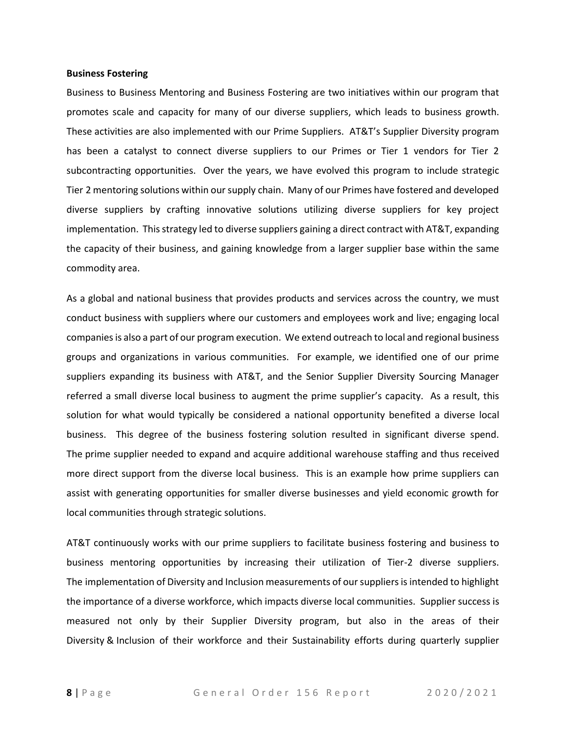**Business Fostering**

Business to Business Mentoring and Business Fostering are two initiatives within our program that promotes scale and capacity for many of our diverse suppliers, which leads to business growth. These activities are also implemented with our Prime Suppliers. AT&T's Supplier Diversity program has been a catalyst to connect diverse suppliers to our Primes or Tier 1 vendors for Tier 2 subcontracting opportunities. Over the years, we have evolved this program to include strategic Tier 2 mentoring solutions within our supply chain. Many of our Primes have fostered and developed diverse suppliers by crafting innovative solutions utilizing diverse suppliers for key project implementation. This strategy led to diverse suppliers gaining a direct contract with AT&T, expanding the capacity of their business, and gaining knowledge from a larger supplier base within the same commodity area.

As a global and national business that provides products and services across the country, we must conduct business with suppliers where our customers and employees work and live; engaging local companies is also a part of our program execution. We extend outreach to local and regional business groups and organizations in various communities. For example, we identified one of our prime suppliers expanding its business with AT&T, and the Senior Supplier Diversity Sourcing Manager referred a small diverse local business to augment the prime supplier's capacity. As a result, this solution for what would typically be considered a national opportunity benefited a diverse local business. This degree of the business fostering solution resulted in significant diverse spend. The prime supplier needed to expand and acquire additional warehouse staffing and thus received more direct support from the diverse local business. This is an example how prime suppliers can assist with generating opportunities for smaller diverse businesses and yield economic growth for local communities through strategic solutions.

AT&T continuously works with our prime suppliers to facilitate business fostering and business to business mentoring opportunities by increasing their utilization of Tier-2 diverse suppliers. The implementation of Diversity and Inclusion measurements of our suppliers is intended to highlight the importance of a diverse workforce, which impacts diverse local communities. Supplier success is measured not only by their Supplier Diversity program, but also in the areas of their Diversity & Inclusion of their workforce and their Sustainability efforts during quarterly supplier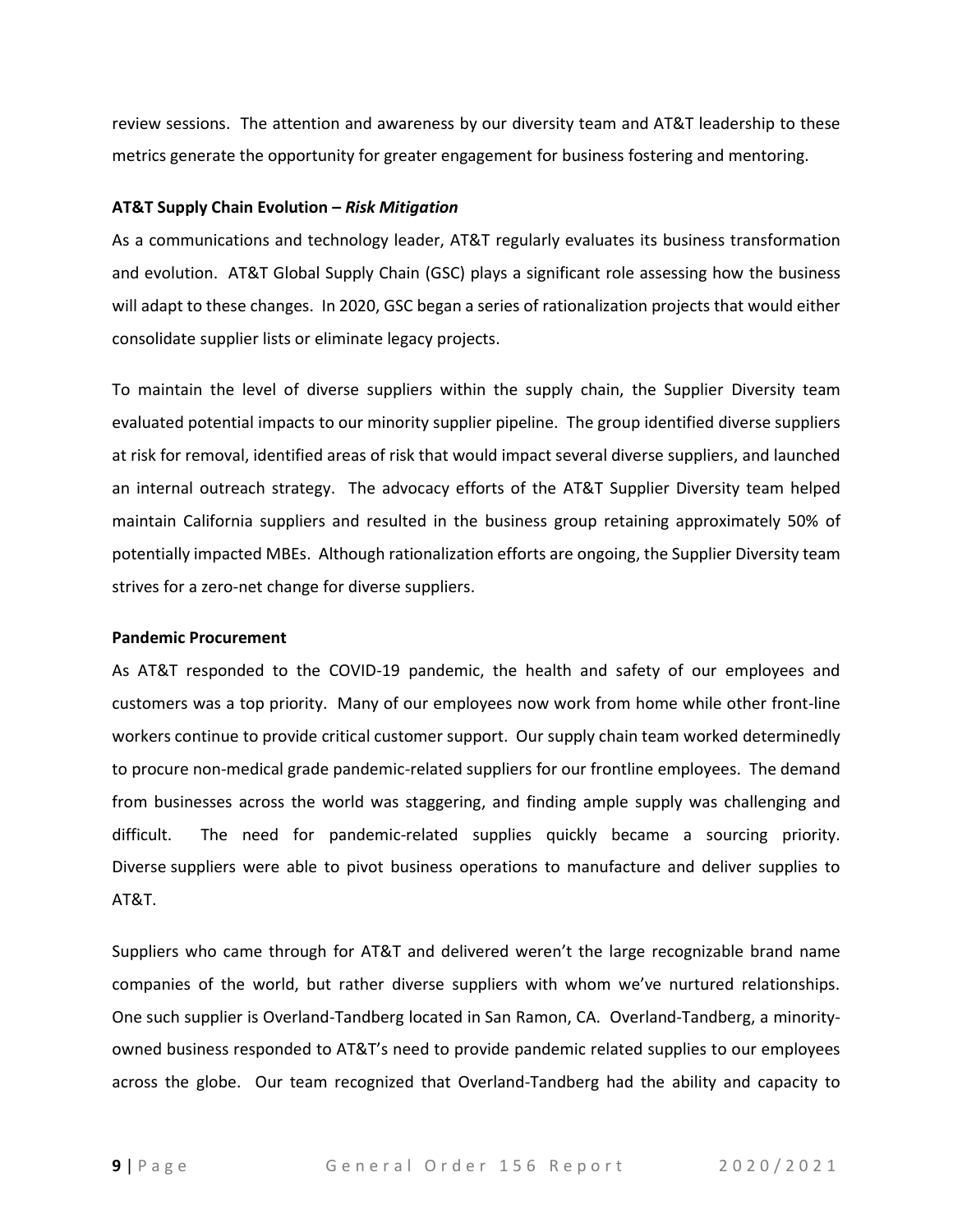review sessions. The attention and awareness by our diversity team and AT&T leadership to these metrics generate the opportunity for greater engagement for business fostering and mentoring.

**AT&T Supply Chain Evolution – *Risk Mitigation***

As a communications and technology leader, AT&T regularly evaluates its business transformation and evolution. AT&T Global Supply Chain (GSC) plays a significant role assessing how the business will adapt to these changes. In 2020, GSC began a series of rationalization projects that would either consolidate supplier lists or eliminate legacy projects.

To maintain the level of diverse suppliers within the supply chain, the Supplier Diversity team evaluated potential impacts to our minority supplier pipeline. The group identified diverse suppliers at risk for removal, identified areas of risk that would impact several diverse suppliers, and launched an internal outreach strategy. The advocacy efforts of the AT&T Supplier Diversity team helped maintain California suppliers and resulted in the business group retaining approximately 50% of potentially impacted MBEs. Although rationalization efforts are ongoing, the Supplier Diversity team strives for a zero-net change for diverse suppliers.

**Pandemic Procurement**

As AT&T responded to the COVID-19 pandemic, the health and safety of our employees and customers was a top priority. Many of our employees now work from home while other front-line workers continue to provide critical customer support. Our supply chain team worked determinedly to procure non-medical grade pandemic-related suppliers for our frontline employees. The demand from businesses across the world was staggering, and finding ample supply was challenging and difficult. The need for pandemic-related supplies quickly became a sourcing priority. Diverse suppliers were able to pivot business operations to manufacture and deliver supplies to AT&T.

Suppliers who came through for AT&T and delivered weren't the large recognizable brand name companies of the world, but rather diverse suppliers with whom we've nurtured relationships. One such supplier is Overland-Tandberg located in San Ramon, CA. Overland-Tandberg, a minority-owned business responded to AT&T's need to provide pandemic related supplies to our employees across the globe. Our team recognized that Overland-Tandberg had the ability and capacity to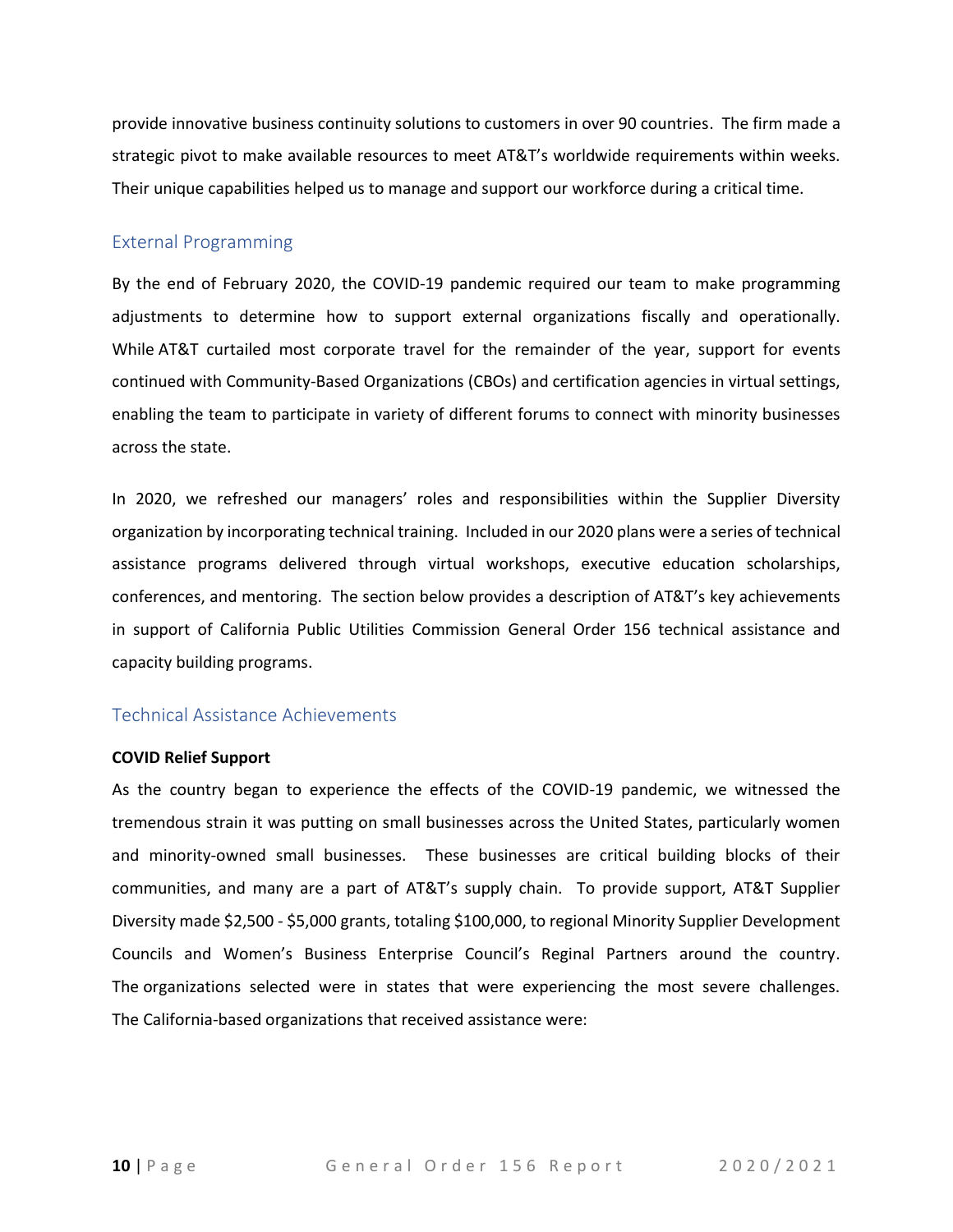provide innovative business continuity solutions to customers in over 90 countries. The firm made a strategic pivot to make available resources to meet AT&T's worldwide requirements within weeks. Their unique capabilities helped us to manage and support our workforce during a critical time.

## External Programming

By the end of February 2020, the COVID-19 pandemic required our team to make programming adjustments to determine how to support external organizations fiscally and operationally. While AT&T curtailed most corporate travel for the remainder of the year, support for events continued with Community-Based Organizations (CBOs) and certification agencies in virtual settings, enabling the team to participate in variety of different forums to connect with minority businesses across the state.

In 2020, we refreshed our managers' roles and responsibilities within the Supplier Diversity organization by incorporating technical training. Included in our 2020 plans were a series of technical assistance programs delivered through virtual workshops, executive education scholarships, conferences, and mentoring. The section below provides a description of AT&T's key achievements in support of California Public Utilities Commission General Order 156 technical assistance and capacity building programs.

## Technical Assistance Achievements

**COVID Relief Support**

As the country began to experience the effects of the COVID-19 pandemic, we witnessed the tremendous strain it was putting on small businesses across the United States, particularly women and minority-owned small businesses. These businesses are critical building blocks of their communities, and many are a part of AT&T's supply chain. To provide support, AT&T Supplier Diversity made $2,500 - $5,000 grants, totaling $100,000, to regional Minority Supplier Development Councils and Women's Business Enterprise Council's Reginal Partners around the country. The organizations selected were in states that were experiencing the most severe challenges. The California-based organizations that received assistance were: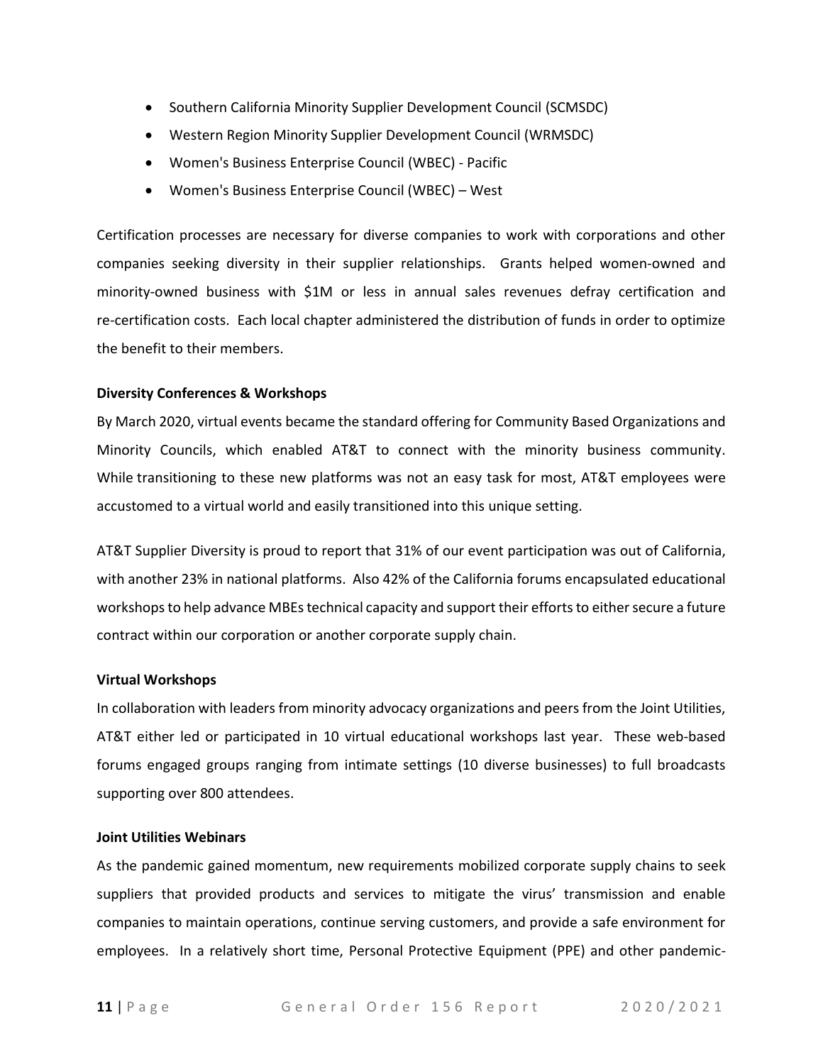- Southern California Minority Supplier Development Council (SCMSDC)
- Western Region Minority Supplier Development Council (WRMSDC)
- Women's Business Enterprise Council (WBEC) - Pacific
- Women's Business Enterprise Council (WBEC) – West

Certification processes are necessary for diverse companies to work with corporations and other companies seeking diversity in their supplier relationships. Grants helped women-owned and minority-owned business with $1M or less in annual sales revenues defray certification and re-certification costs. Each local chapter administered the distribution of funds in order to optimize the benefit to their members.

**Diversity Conferences & Workshops**

By March 2020, virtual events became the standard offering for Community Based Organizations and Minority Councils, which enabled AT&T to connect with the minority business community. While transitioning to these new platforms was not an easy task for most, AT&T employees were accustomed to a virtual world and easily transitioned into this unique setting.

AT&T Supplier Diversity is proud to report that 31% of our event participation was out of California, with another 23% in national platforms. Also 42% of the California forums encapsulated educational workshops to help advance MBEs technical capacity and support their efforts to either secure a future contract within our corporation or another corporate supply chain.

**Virtual Workshops**

In collaboration with leaders from minority advocacy organizations and peers from the Joint Utilities, AT&T either led or participated in 10 virtual educational workshops last year. These web-based forums engaged groups ranging from intimate settings (10 diverse businesses) to full broadcasts supporting over 800 attendees.

**Joint Utilities Webinars**

As the pandemic gained momentum, new requirements mobilized corporate supply chains to seek suppliers that provided products and services to mitigate the virus' transmission and enable companies to maintain operations, continue serving customers, and provide a safe environment for employees. In a relatively short time, Personal Protective Equipment (PPE) and other pandemic-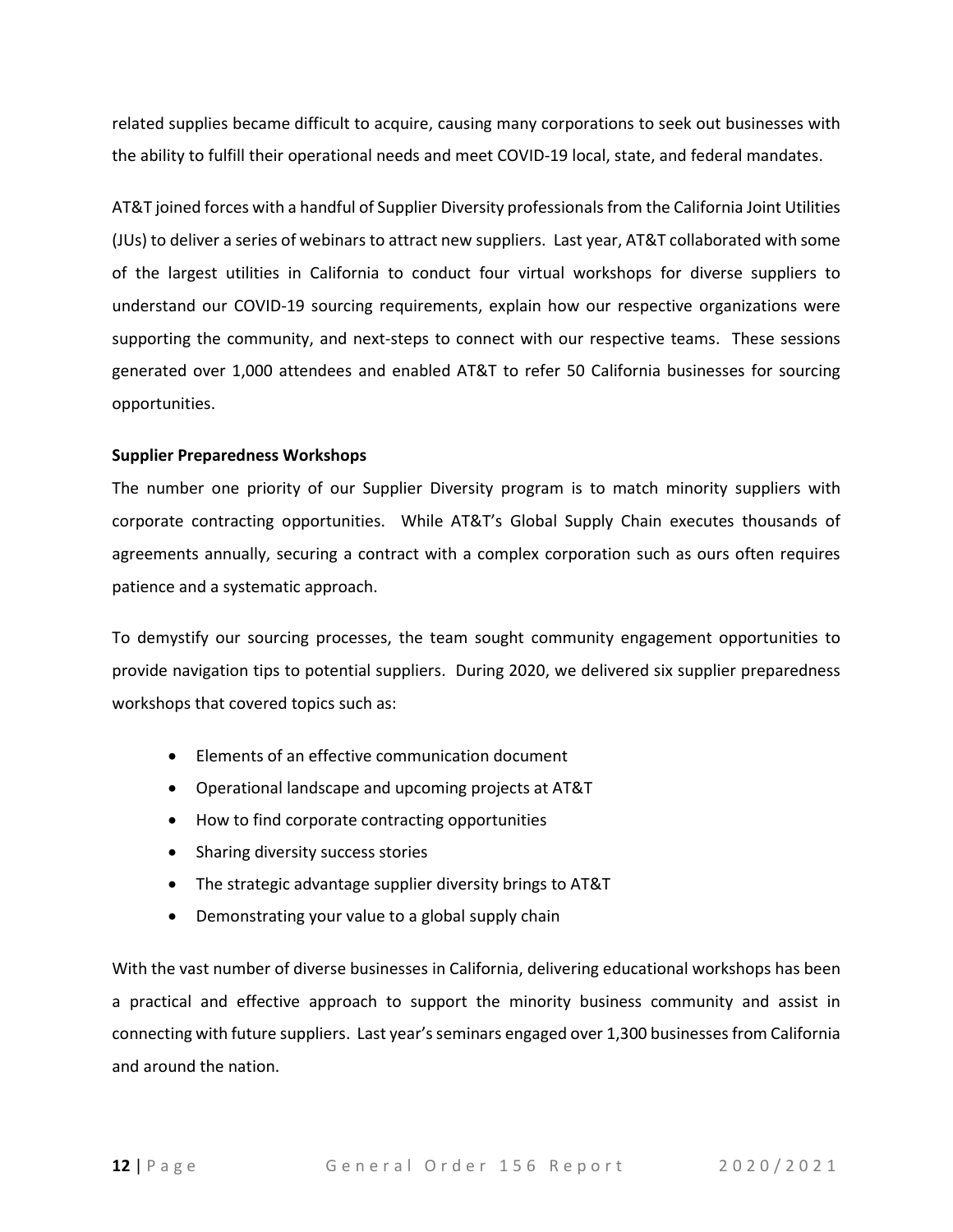related supplies became difficult to acquire, causing many corporations to seek out businesses with the ability to fulfill their operational needs and meet COVID-19 local, state, and federal mandates.

AT&T joined forces with a handful of Supplier Diversity professionals from the California Joint Utilities (JUs) to deliver a series of webinars to attract new suppliers. Last year, AT&T collaborated with some of the largest utilities in California to conduct four virtual workshops for diverse suppliers to understand our COVID-19 sourcing requirements, explain how our respective organizations were supporting the community, and next-steps to connect with our respective teams. These sessions generated over 1,000 attendees and enabled AT&T to refer 50 California businesses for sourcing opportunities.

**Supplier Preparedness Workshops**

The number one priority of our Supplier Diversity program is to match minority suppliers with corporate contracting opportunities. While AT&T's Global Supply Chain executes thousands of agreements annually, securing a contract with a complex corporation such as ours often requires patience and a systematic approach.

To demystify our sourcing processes, the team sought community engagement opportunities to provide navigation tips to potential suppliers. During 2020, we delivered six supplier preparedness workshops that covered topics such as:

- Elements of an effective communication document
- Operational landscape and upcoming projects at AT&T
- How to find corporate contracting opportunities
- Sharing diversity success stories
- The strategic advantage supplier diversity brings to AT&T
- Demonstrating your value to a global supply chain

With the vast number of diverse businesses in California, delivering educational workshops has been a practical and effective approach to support the minority business community and assist in connecting with future suppliers. Last year's seminars engaged over 1,300 businesses from California and around the nation.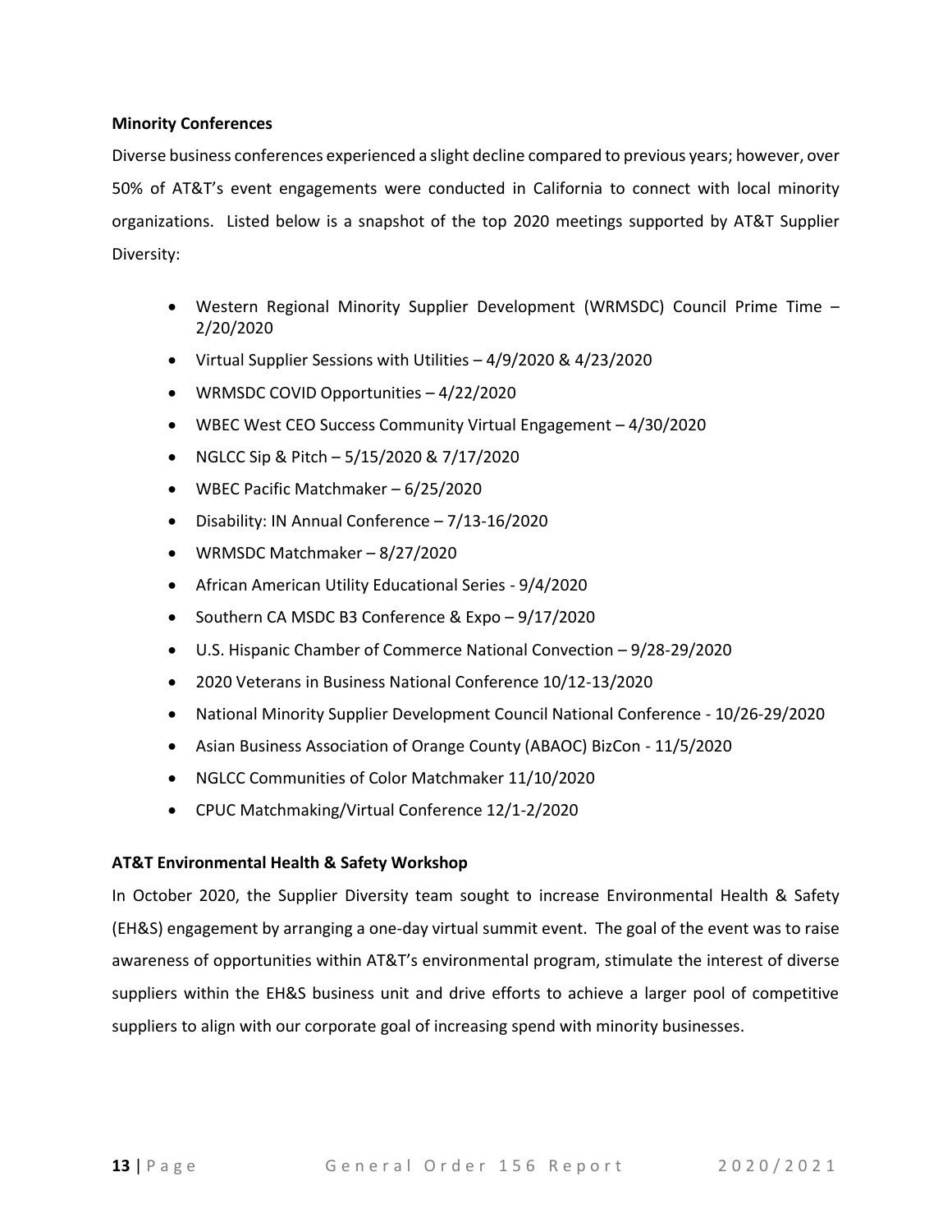**Minority Conferences**

Diverse business conferences experienced a slight decline compared to previous years; however, over 50% of AT&T's event engagements were conducted in California to connect with local minority organizations. Listed below is a snapshot of the top 2020 meetings supported by AT&T Supplier Diversity:

- Western Regional Minority Supplier Development (WRMSDC) Council Prime Time – 2/20/2020
- Virtual Supplier Sessions with Utilities – 4/9/2020 & 4/23/2020
- WRMSDC COVID Opportunities – 4/22/2020
- WBEC West CEO Success Community Virtual Engagement – 4/30/2020
- NGLCC Sip & Pitch – 5/15/2020 & 7/17/2020
- WBEC Pacific Matchmaker – 6/25/2020
- Disability: IN Annual Conference – 7/13-16/2020
- WRMSDC Matchmaker – 8/27/2020
- African American Utility Educational Series - 9/4/2020
- Southern CA MSDC B3 Conference & Expo – 9/17/2020
- U.S. Hispanic Chamber of Commerce National Convection – 9/28-29/2020
- 2020 Veterans in Business National Conference 10/12-13/2020
- National Minority Supplier Development Council National Conference - 10/26-29/2020
- Asian Business Association of Orange County (ABAOC) BizCon - 11/5/2020
- NGLCC Communities of Color Matchmaker 11/10/2020
- CPUC Matchmaking/Virtual Conference 12/1-2/2020

**AT&T Environmental Health & Safety Workshop**

In October 2020, the Supplier Diversity team sought to increase Environmental Health & Safety (EH&S) engagement by arranging a one-day virtual summit event. The goal of the event was to raise awareness of opportunities within AT&T's environmental program, stimulate the interest of diverse suppliers within the EH&S business unit and drive efforts to achieve a larger pool of competitive suppliers to align with our corporate goal of increasing spend with minority businesses.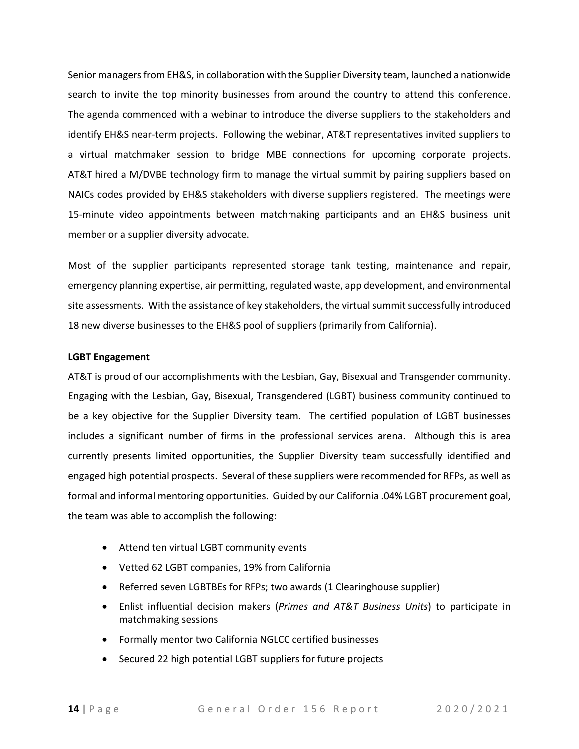Senior managers from EH&S, in collaboration with the Supplier Diversity team, launched a nationwide search to invite the top minority businesses from around the country to attend this conference. The agenda commenced with a webinar to introduce the diverse suppliers to the stakeholders and identify EH&S near-term projects. Following the webinar, AT&T representatives invited suppliers to a virtual matchmaker session to bridge MBE connections for upcoming corporate projects. AT&T hired a M/DVBE technology firm to manage the virtual summit by pairing suppliers based on NAICs codes provided by EH&S stakeholders with diverse suppliers registered. The meetings were 15-minute video appointments between matchmaking participants and an EH&S business unit member or a supplier diversity advocate.

Most of the supplier participants represented storage tank testing, maintenance and repair, emergency planning expertise, air permitting, regulated waste, app development, and environmental site assessments. With the assistance of key stakeholders, the virtual summit successfully introduced 18 new diverse businesses to the EH&S pool of suppliers (primarily from California).

**LGBT Engagement**

AT&T is proud of our accomplishments with the Lesbian, Gay, Bisexual and Transgender community. Engaging with the Lesbian, Gay, Bisexual, Transgendered (LGBT) business community continued to be a key objective for the Supplier Diversity team. The certified population of LGBT businesses includes a significant number of firms in the professional services arena. Although this is area currently presents limited opportunities, the Supplier Diversity team successfully identified and engaged high potential prospects. Several of these suppliers were recommended for RFPs, as well as formal and informal mentoring opportunities. Guided by our California .04% LGBT procurement goal, the team was able to accomplish the following:

- Attend ten virtual LGBT community events
- Vetted 62 LGBT companies, 19% from California
- Referred seven LGBTBEs for RFPs; two awards (1 Clearinghouse supplier)
- Enlist influential decision makers (*Primes and AT&T Business Units*) to participate in matchmaking sessions
- Formally mentor two California NGLCC certified businesses
- Secured 22 high potential LGBT suppliers for future projects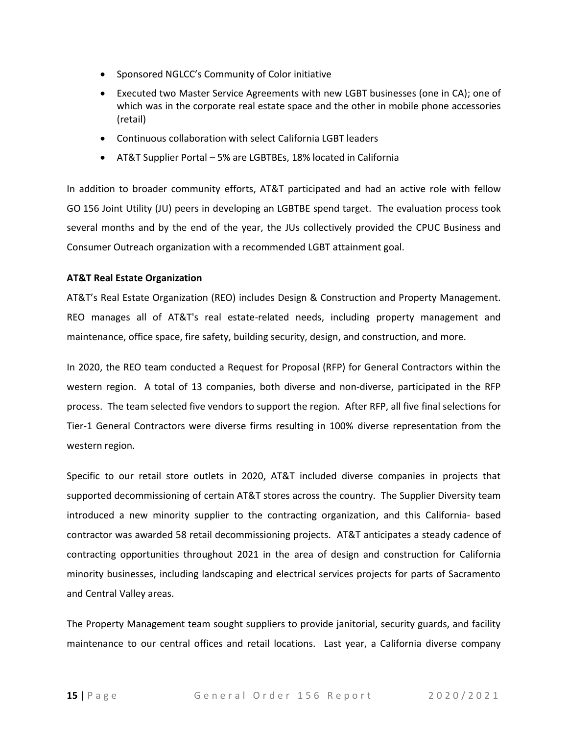- Sponsored NGLCC's Community of Color initiative
- Executed two Master Service Agreements with new LGBT businesses (one in CA); one of which was in the corporate real estate space and the other in mobile phone accessories (retail)
- Continuous collaboration with select California LGBT leaders
- AT&T Supplier Portal – 5% are LGBTBEs, 18% located in California

In addition to broader community efforts, AT&T participated and had an active role with fellow GO 156 Joint Utility (JU) peers in developing an LGBTBE spend target. The evaluation process took several months and by the end of the year, the JUs collectively provided the CPUC Business and Consumer Outreach organization with a recommended LGBT attainment goal.

**AT&T Real Estate Organization**

AT&T's Real Estate Organization (REO) includes Design & Construction and Property Management. REO manages all of AT&T's real estate-related needs, including property management and maintenance, office space, fire safety, building security, design, and construction, and more.

In 2020, the REO team conducted a Request for Proposal (RFP) for General Contractors within the western region. A total of 13 companies, both diverse and non-diverse, participated in the RFP process. The team selected five vendors to support the region. After RFP, all five final selections for Tier-1 General Contractors were diverse firms resulting in 100% diverse representation from the western region.

Specific to our retail store outlets in 2020, AT&T included diverse companies in projects that supported decommissioning of certain AT&T stores across the country. The Supplier Diversity team introduced a new minority supplier to the contracting organization, and this California- based contractor was awarded 58 retail decommissioning projects. AT&T anticipates a steady cadence of contracting opportunities throughout 2021 in the area of design and construction for California minority businesses, including landscaping and electrical services projects for parts of Sacramento and Central Valley areas.

The Property Management team sought suppliers to provide janitorial, security guards, and facility maintenance to our central offices and retail locations. Last year, a California diverse company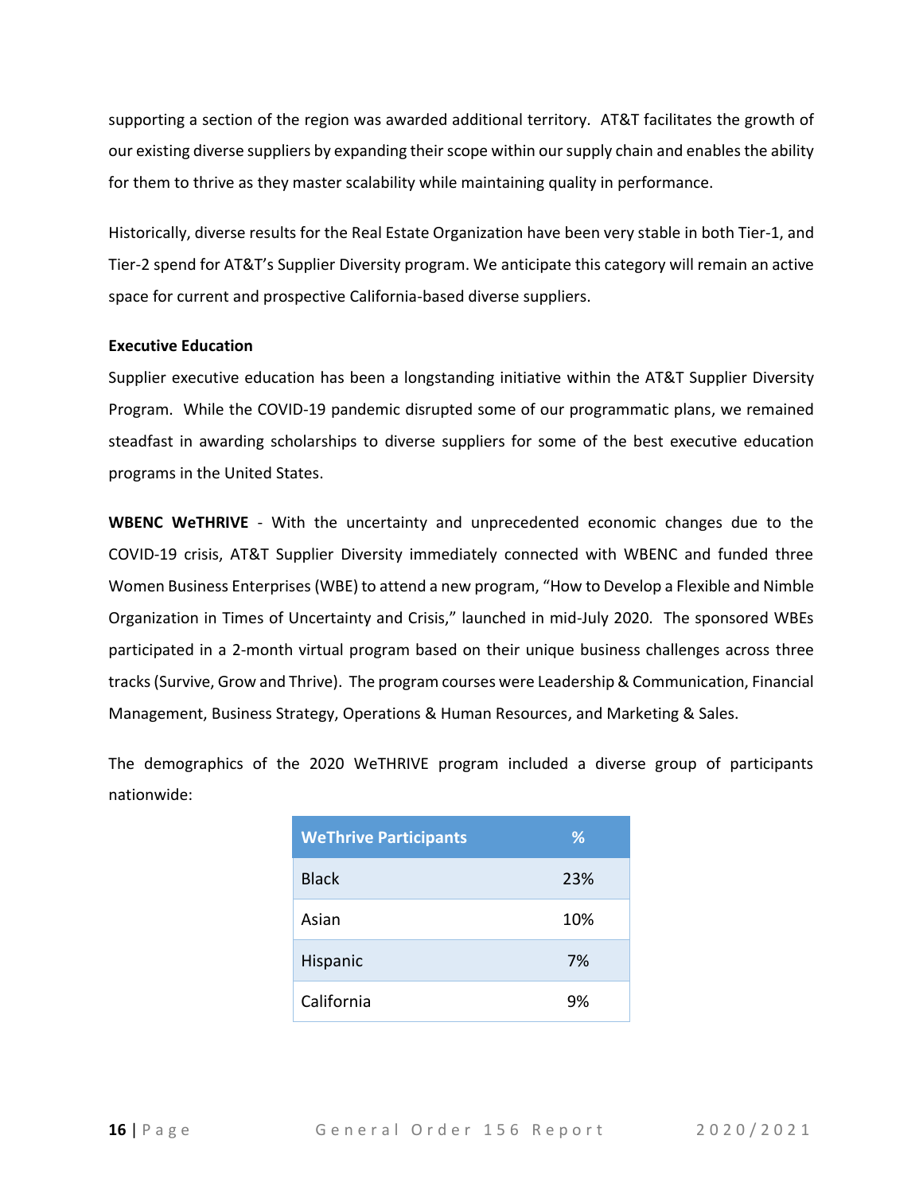supporting a section of the region was awarded additional territory. AT&T facilitates the growth of our existing diverse suppliers by expanding their scope within our supply chain and enables the ability for them to thrive as they master scalability while maintaining quality in performance.

Historically, diverse results for the Real Estate Organization have been very stable in both Tier-1, and Tier-2 spend for AT&T's Supplier Diversity program. We anticipate this category will remain an active space for current and prospective California-based diverse suppliers.

**Executive Education**

Supplier executive education has been a longstanding initiative within the AT&T Supplier Diversity Program. While the COVID-19 pandemic disrupted some of our programmatic plans, we remained steadfast in awarding scholarships to diverse suppliers for some of the best executive education programs in the United States.

**WBENC WeTHRIVE** - With the uncertainty and unprecedented economic changes due to the COVID-19 crisis, AT&T Supplier Diversity immediately connected with WBENC and funded three Women Business Enterprises (WBE) to attend a new program, "How to Develop a Flexible and Nimble Organization in Times of Uncertainty and Crisis," launched in mid-July 2020. The sponsored WBEs participated in a 2-month virtual program based on their unique business challenges across three tracks (Survive, Grow and Thrive). The program courses were Leadership & Communication, Financial Management, Business Strategy, Operations & Human Resources, and Marketing & Sales.

The demographics of the 2020 WeTHRIVE program included a diverse group of participants nationwide:

| WeThrive Participants | % |
|---|---|
| Black | 23% |
| Asian | 10% |
| Hispanic | 7% |
| California | 9% |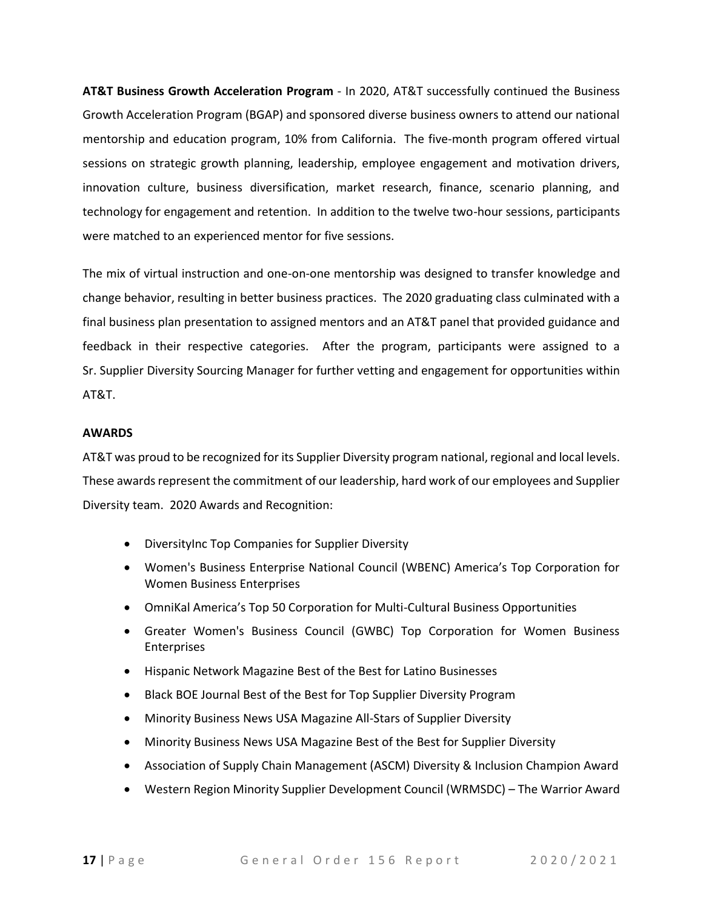**AT&T Business Growth Acceleration Program** - In 2020, AT&T successfully continued the Business Growth Acceleration Program (BGAP) and sponsored diverse business owners to attend our national mentorship and education program, 10% from California. The five-month program offered virtual sessions on strategic growth planning, leadership, employee engagement and motivation drivers, innovation culture, business diversification, market research, finance, scenario planning, and technology for engagement and retention. In addition to the twelve two-hour sessions, participants were matched to an experienced mentor for five sessions.

The mix of virtual instruction and one-on-one mentorship was designed to transfer knowledge and change behavior, resulting in better business practices. The 2020 graduating class culminated with a final business plan presentation to assigned mentors and an AT&T panel that provided guidance and feedback in their respective categories. After the program, participants were assigned to a Sr. Supplier Diversity Sourcing Manager for further vetting and engagement for opportunities within AT&T.

**AWARDS**

AT&T was proud to be recognized for its Supplier Diversity program national, regional and local levels. These awards represent the commitment of our leadership, hard work of our employees and Supplier Diversity team. 2020 Awards and Recognition:

- DiversityInc Top Companies for Supplier Diversity
- Women's Business Enterprise National Council (WBENC) America's Top Corporation for Women Business Enterprises
- OmniKal America's Top 50 Corporation for Multi-Cultural Business Opportunities
- Greater Women's Business Council (GWBC) Top Corporation for Women Business Enterprises
- Hispanic Network Magazine Best of the Best for Latino Businesses
- Black BOE Journal Best of the Best for Top Supplier Diversity Program
- Minority Business News USA Magazine All-Stars of Supplier Diversity
- Minority Business News USA Magazine Best of the Best for Supplier Diversity
- Association of Supply Chain Management (ASCM) Diversity & Inclusion Champion Award
- Western Region Minority Supplier Development Council (WRMSDC) – The Warrior Award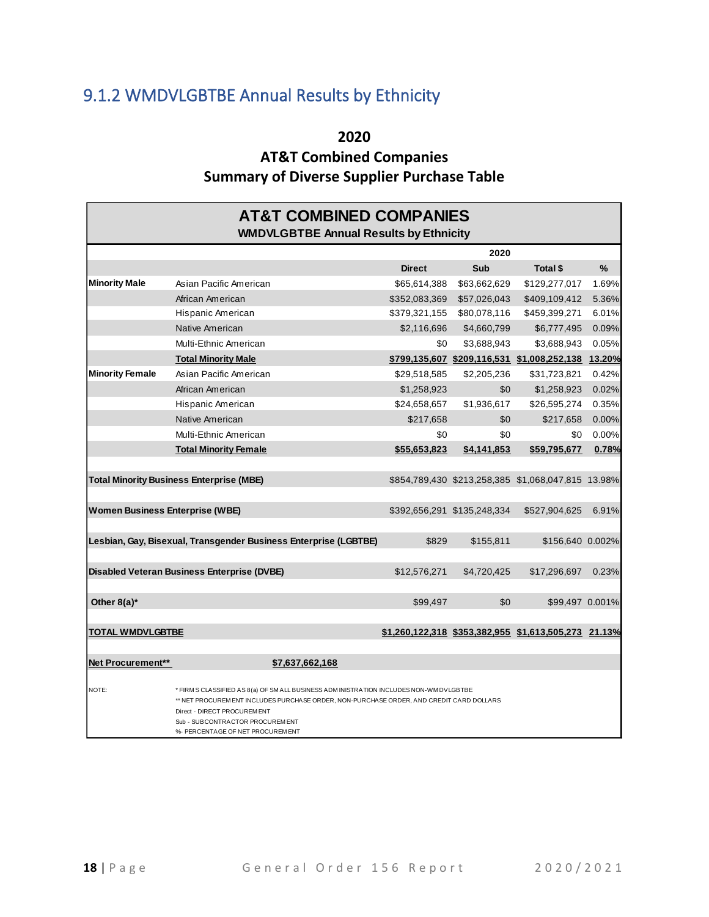## 9.1.2 WMDVLGBTBE Annual Results by Ethnicity

**2020**
**AT&T Combined Companies**
**Summary of Diverse Supplier Purchase Table**

| AT&T COMBINED COMPANIES<br>WMDVLGBTBE Annual Results by Ethnicity | | | | | |
|---|---|---|---|---|---|
| | | | 2020 | | |
| | | **Direct** | **Sub** | **Total $** | **%** |
| **Minority Male** | Asian Pacific American | $65,614,388 | $63,662,629 | $129,277,017 | 1.69% |
| | African American | $352,083,369 | $57,026,043 | $409,109,412 | 5.36% |
| | Hispanic American | $379,321,155 | $80,078,116 | $459,399,271 | 6.01% |
| | Native American | $2,116,696 | $4,660,799 | $6,777,495 | 0.09% |
| | Multi-Ethnic American | $0 | $3,688,943 | $3,688,943 | 0.05% |
| | **Total Minority Male** | **$799,135,607** | **$209,116,531** | **$1,008,252,138** | **13.20%** |
| **Minority Female** | Asian Pacific American | $29,518,585 | $2,205,236 | $31,723,821 | 0.42% |
| | African American | $1,258,923 | $0 | $1,258,923 | 0.02% |
| | Hispanic American | $24,658,657 | $1,936,617 | $26,595,274 | 0.35% |
| | Native American | $217,658 | $0 | $217,658 | 0.00% |
| | Multi-Ethnic American | $0 | $0 | $0 | 0.00% |
| | **Total Minority Female** | **$55,653,823** | **$4,141,853** | **$59,795,677** | **0.78%** |
| **Total Minority Business Enterprise (MBE)** | | $854,789,430 | $213,258,385 | $1,068,047,815 | 13.98% |
| **Women Business Enterprise (WBE)** | | $392,656,291 | $135,248,334 | $527,904,625 | 6.91% |
| **Lesbian, Gay, Bisexual, Transgender Business Enterprise (LGBTBE)** | | $829 | $155,811 | $156,640 | 0.002% |
| **Disabled Veteran Business Enterprise (DVBE)** | | $12,576,271 | $4,720,425 | $17,296,697 | 0.23% |
| **Other 8(a)*** | | $99,497 | $0 | $99,497 | 0.001% |
| **TOTAL WMDVLGBTBE** | | **$1,260,122,318** | **$353,382,955** | **$1,613,505,273** | **21.13%** |
| **Net Procurement**** | **$7,637,662,168** | | | | |

NOTE:
* FIRMS CLASSIFIED AS 8(a) OF SMALL BUSINESS ADMINISTRATION INCLUDES NON-WMDVLGBTBE
** NET PROCUREMENT INCLUDES PURCHASE ORDER, NON-PURCHASE ORDER, AND CREDIT CARD DOLLARS
Direct - DIRECT PROCUREMENT
Sub - SUBCONTRACTOR PROCUREMENT
%- PERCENTAGE OF NET PROCUREMENT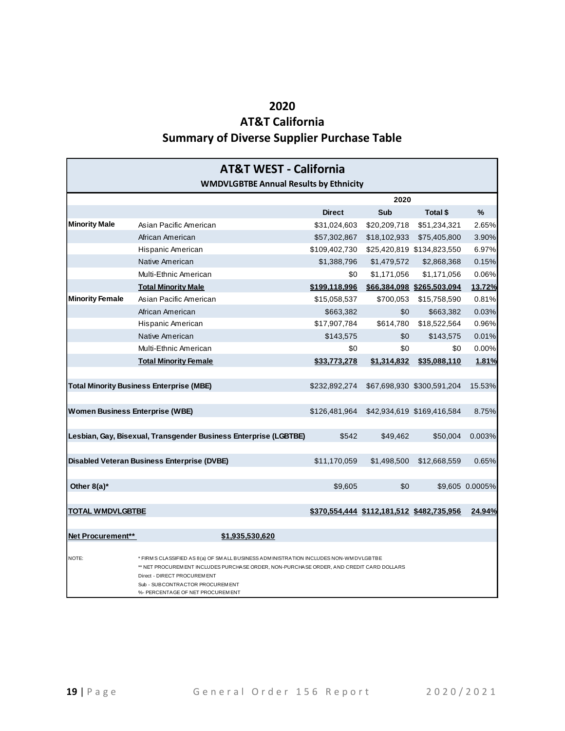# 2020
# AT&T California
# Summary of Diverse Supplier Purchase Table

| AT&T WEST - California | | | | | |
|---|---|---|---|---|---|
| WMDVLGBTBE Annual Results by Ethnicity | | | | | |
| | | 2020 | | | |
| | | Direct | Sub | Total $ | % |
| **Minority Male** | Asian Pacific American | $31,024,603 | $20,209,718 | $51,234,321 | 2.65% |
| | African American | $57,302,867 | $18,102,933 | $75,405,800 | 3.90% |
| | Hispanic American | $109,402,730 | $25,420,819 | $134,823,550 | 6.97% |
| | Native American | $1,388,796 | $1,479,572 | $2,868,368 | 0.15% |
| | Multi-Ethnic American | $0 | $1,171,056 | $1,171,056 | 0.06% |
| | **Total Minority Male** | **$199,118,996** | **$66,384,098** | **$265,503,094** | **13.72%** |
| **Minority Female** | Asian Pacific American | $15,058,537 | $700,053 | $15,758,590 | 0.81% |
| | African American | $663,382 | $0 | $663,382 | 0.03% |
| | Hispanic American | $17,907,784 | $614,780 | $18,522,564 | 0.96% |
| | Native American | $143,575 | $0 | $143,575 | 0.01% |
| | Multi-Ethnic American | $0 | $0 | $0 | 0.00% |
| | **Total Minority Female** | **$33,773,278** | **$1,314,832** | **$35,088,110** | **1.81%** |
| **Total Minority Business Enterprise (MBE)** | | $232,892,274 | $67,698,930 | $300,591,204 | 15.53% |
| **Women Business Enterprise (WBE)** | | $126,481,964 | $42,934,619 | $169,416,584 | 8.75% |
| **Lesbian, Gay, Bisexual, Transgender Business Enterprise (LGBTBE)** | | $542 | $49,462 | $50,004 | 0.003% |
| **Disabled Veteran Business Enterprise (DVBE)** | | $11,170,059 | $1,498,500 | $12,668,559 | 0.65% |
| **Other 8(a)*** | | $9,605 | $0 | $9,605 | 0.0005% |
| **TOTAL WMDVLGBTBE** | | **$370,554,444** | **$112,181,512** | **$482,735,956** | **24.94%** |
| **Net Procurement**** | **$1,935,530,620** | | | | |

NOTE:
* FIRMS CLASSIFIED AS 8(a) OF SMALL BUSINESS ADMINISTRATION INCLUDES NON-WMDVLGBTBE
** NET PROCUREMENT INCLUDES PURCHASE ORDER, NON-PURCHASE ORDER, AND CREDIT CARD DOLLARS
Direct - DIRECT PROCUREMENT
Sub - SUBCONTRACTOR PROCUREMENT
%- PERCENTAGE OF NET PROCUREMENT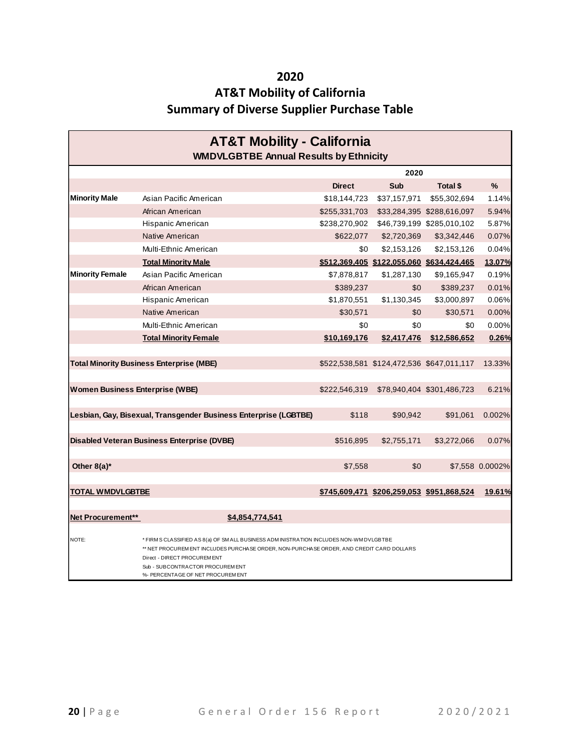# 2020

# AT&T Mobility of California

# Summary of Diverse Supplier Purchase Table

| AT&T Mobility - California<br>WMDVLGBTBE Annual Results by Ethnicity | | | | | |
|---|---|---|---|---|---|
| | | 2020 | | | |
| | | **Direct** | **Sub** | **Total $** | **%** |
| **Minority Male** | Asian Pacific American | $18,144,723 | $37,157,971 | $55,302,694 | 1.14% |
| | African American | $255,331,703 | $33,284,395 | $288,616,097 | 5.94% |
| | Hispanic American | $238,270,902 | $46,739,199 | $285,010,102 | 5.87% |
| | Native American | $622,077 | $2,720,369 | $3,342,446 | 0.07% |
| | Multi-Ethnic American | $0 | $2,153,126 | $2,153,126 | 0.04% |
| | **Total Minority Male** | **$512,369,405** | **$122,055,060** | **$634,424,465** | **13.07%** |
| **Minority Female** | Asian Pacific American | $7,878,817 | $1,287,130 | $9,165,947 | 0.19% |
| | African American | $389,237 | $0 | $389,237 | 0.01% |
| | Hispanic American | $1,870,551 | $1,130,345 | $3,000,897 | 0.06% |
| | Native American | $30,571 | $0 | $30,571 | 0.00% |
| | Multi-Ethnic American | $0 | $0 | $0 | 0.00% |
| | **Total Minority Female** | **$10,169,176** | **$2,417,476** | **$12,586,652** | **0.26%** |
| **Total Minority Business Enterprise (MBE)** | | $522,538,581 | $124,472,536 | $647,011,117 | 13.33% |
| **Women Business Enterprise (WBE)** | | $222,546,319 | $78,940,404 | $301,486,723 | 6.21% |
| **Lesbian, Gay, Bisexual, Transgender Business Enterprise (LGBTBE)** | | $118 | $90,942 | $91,061 | 0.002% |
| **Disabled Veteran Business Enterprise (DVBE)** | | $516,895 | $2,755,171 | $3,272,066 | 0.07% |
| **Other 8(a)*** | | $7,558 | $0 | $7,558 | 0.0002% |
| **TOTAL WMDVLGBTBE** | | **$745,609,471** | **$206,259,053** | **$951,868,524** | **19.61%** |
| **Net Procurement**** | **$4,854,774,541** | | | | |

NOTE:
* FIRMS CLASSIFIED AS 8(a) OF SMALL BUSINESS ADMINISTRATION INCLUDES NON-WMDVLGBTBE
** NET PROCUREMENT INCLUDES PURCHASE ORDER, NON-PURCHASE ORDER, AND CREDIT CARD DOLLARS
Direct - DIRECT PROCUREMENT
Sub - SUBCONTRACTOR PROCUREMENT
%- PERCENTAGE OF NET PROCUREMENT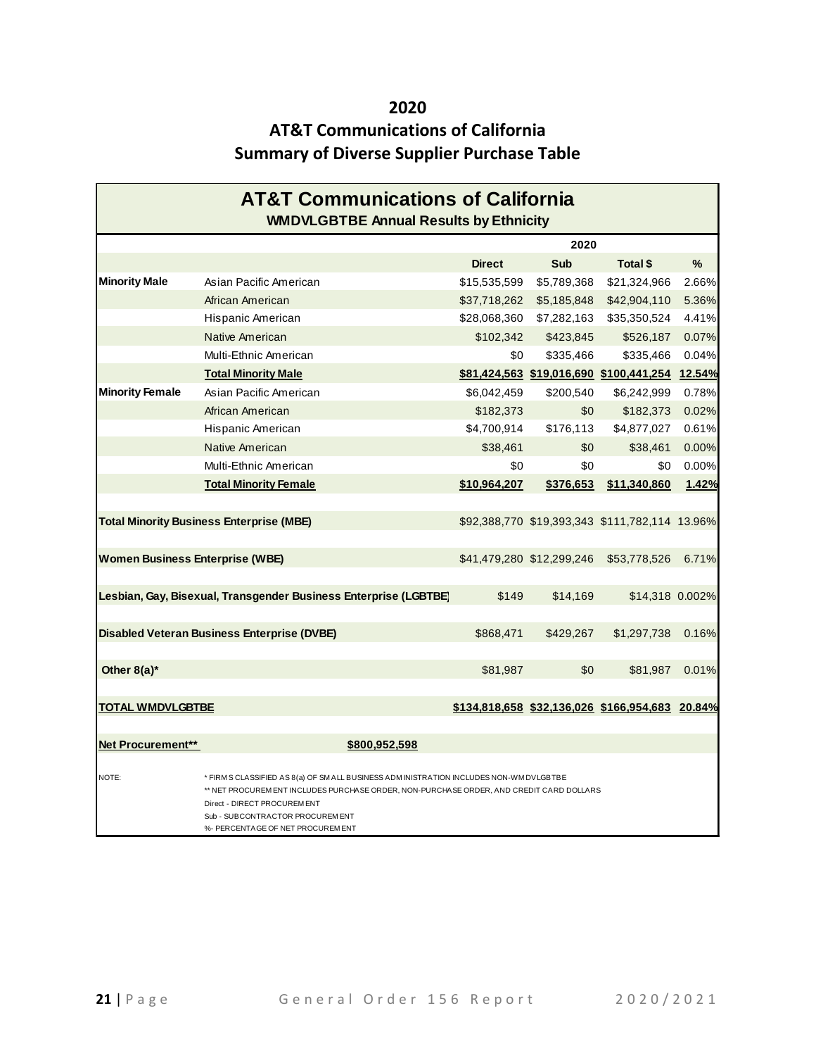# 2020

# AT&T Communications of California

# Summary of Diverse Supplier Purchase Table

## AT&T Communications of California

**WMDVLGBTBE Annual Results by Ethnicity**

| | | 2020 | | | |
|---|---|---|---|---|---|
| | | **Direct** | **Sub** | **Total $** | **%** |
| **Minority Male** | Asian Pacific American | $15,535,599 | $5,789,368 | $21,324,966 | 2.66% |
| | African American | $37,718,262 | $5,185,848 | $42,904,110 | 5.36% |
| | Hispanic American | $28,068,360 | $7,282,163 | $35,350,524 | 4.41% |
| | Native American | $102,342 | $423,845 | $526,187 | 0.07% |
| | Multi-Ethnic American | $0 | $335,466 | $335,466 | 0.04% |
| | **Total Minority Male** | **$81,424,563** | **$19,016,690** | **$100,441,254** | **12.54%** |
| **Minority Female** | Asian Pacific American | $6,042,459 | $200,540 | $6,242,999 | 0.78% |
| | African American | $182,373 | $0 | $182,373 | 0.02% |
| | Hispanic American | $4,700,914 | $176,113 | $4,877,027 | 0.61% |
| | Native American | $38,461 | $0 | $38,461 | 0.00% |
| | Multi-Ethnic American | $0 | $0 | $0 | 0.00% |
| | **Total Minority Female** | **$10,964,207** | **$376,653** | **$11,340,860** | **1.42%** |
| **Total Minority Business Enterprise (MBE)** | | $92,388,770 | $19,393,343 | $111,782,114 | 13.96% |
| **Women Business Enterprise (WBE)** | | $41,479,280 | $12,299,246 | $53,778,526 | 6.71% |
| **Lesbian, Gay, Bisexual, Transgender Business Enterprise (LGBTBE)** | | $149 | $14,169 | $14,318 | 0.002% |
| **Disabled Veteran Business Enterprise (DVBE)** | | $868,471 | $429,267 | $1,297,738 | 0.16% |
| **Other 8(a)*** | | $81,987 | $0 | $81,987 | 0.01% |
| **TOTAL WMDVLGBTBE** | | **$134,818,658** | **$32,136,026** | **$166,954,683** | **20.84%** |
| **Net Procurement**** | **$800,952,598** | | | | |

NOTE:
* FIRMS CLASSIFIED AS 8(a) OF SMALL BUSINESS ADMINISTRATION INCLUDES NON-WMDVLGBTBE
** NET PROCUREMENT INCLUDES PURCHASE ORDER, NON-PURCHASE ORDER, AND CREDIT CARD DOLLARS
Direct - DIRECT PROCUREMENT
Sub - SUBCONTRACTOR PROCUREMENT
%- PERCENTAGE OF NET PROCUREMENT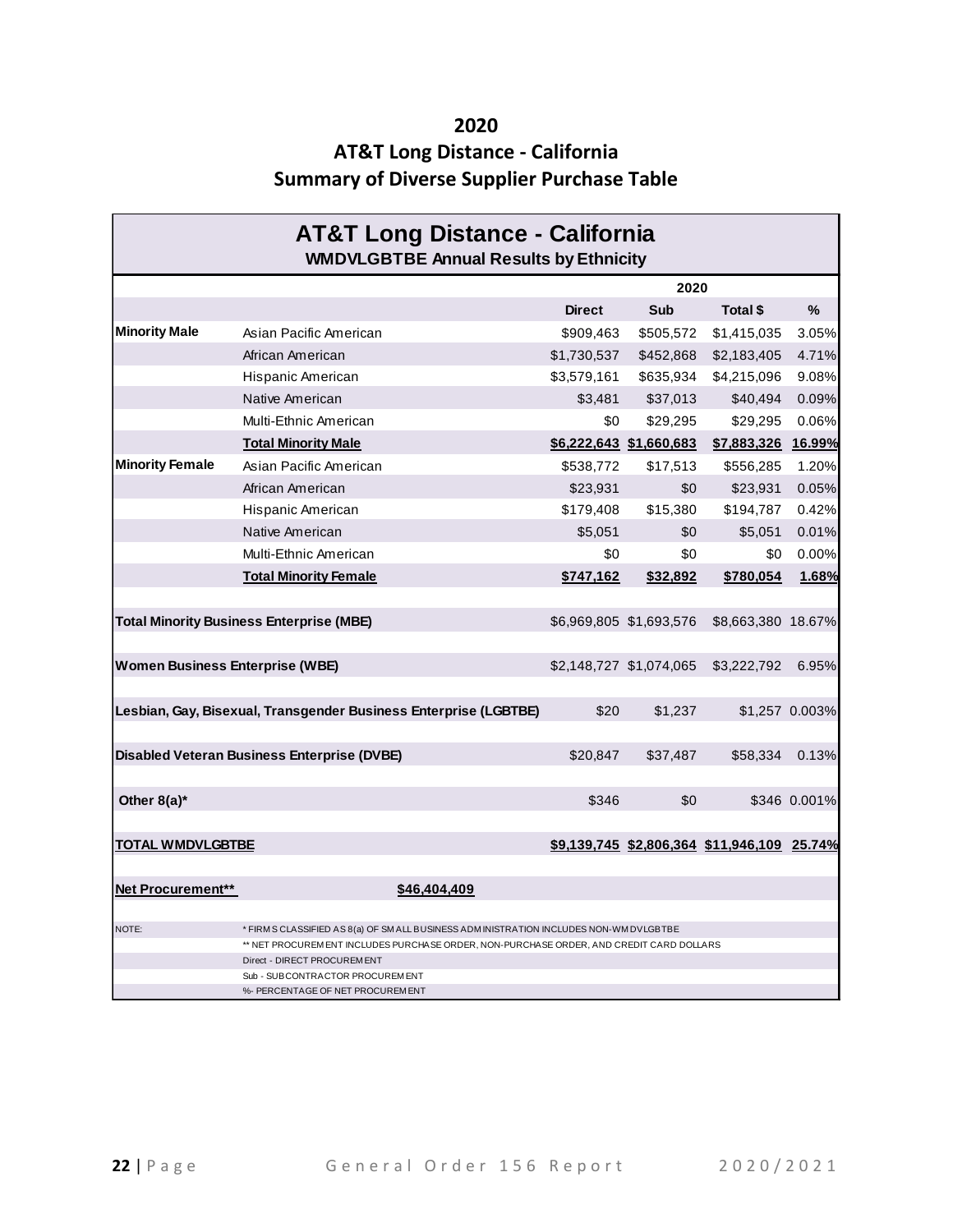# 2020
# AT&T Long Distance - California
# Summary of Diverse Supplier Purchase Table

| AT&T Long Distance - California<br>WMDVLGBTBE Annual Results by Ethnicity | | | | | |
|---|---|---|---|---|---|
| | | 2020 | | | |
| | | **Direct** | **Sub** | **Total $** | **%** |
| **Minority Male** | Asian Pacific American | $909,463 | $505,572 | $1,415,035 | 3.05% |
| | African American | $1,730,537 | $452,868 | $2,183,405 | 4.71% |
| | Hispanic American | $3,579,161 | $635,934 | $4,215,096 | 9.08% |
| | Native American | $3,481 | $37,013 | $40,494 | 0.09% |
| | Multi-Ethnic American | $0 | $29,295 | $29,295 | 0.06% |
| | **Total Minority Male** | **$6,222,643** | **$1,660,683** | **$7,883,326** | **16.99%** |
| **Minority Female** | Asian Pacific American | $538,772 | $17,513 | $556,285 | 1.20% |
| | African American | $23,931 | $0 | $23,931 | 0.05% |
| | Hispanic American | $179,408 | $15,380 | $194,787 | 0.42% |
| | Native American | $5,051 | $0 | $5,051 | 0.01% |
| | Multi-Ethnic American | $0 | $0 | $0 | 0.00% |
| | **Total Minority Female** | **$747,162** | **$32,892** | **$780,054** | **1.68%** |
| **Total Minority Business Enterprise (MBE)** | | $6,969,805 | $1,693,576 | $8,663,380 | 18.67% |
| **Women Business Enterprise (WBE)** | | $2,148,727 | $1,074,065 | $3,222,792 | 6.95% |
| **Lesbian, Gay, Bisexual, Transgender Business Enterprise (LGBTBE)** | | $20 | $1,237 | $1,257 | 0.003% |
| **Disabled Veteran Business Enterprise (DVBE)** | | $20,847 | $37,487 | $58,334 | 0.13% |
| **Other 8(a)*** | | $346 | $0 | $346 | 0.001% |
| **TOTAL WMDVLGBTBE** | | **$9,139,745** | **$2,806,364** | **$11,946,109** | **25.74%** |
| **Net Procurement**** | **$46,404,409** | | | | |

NOTE:
* FIRMS CLASSIFIED AS 8(a) OF SMALL BUSINESS ADMINISTRATION INCLUDES NON-WMDVLGBTBE
** NET PROCUREMENT INCLUDES PURCHASE ORDER, NON-PURCHASE ORDER, AND CREDIT CARD DOLLARS
Direct - DIRECT PROCUREMENT
Sub - SUBCONTRACTOR PROCUREMENT
%- PERCENTAGE OF NET PROCUREMENT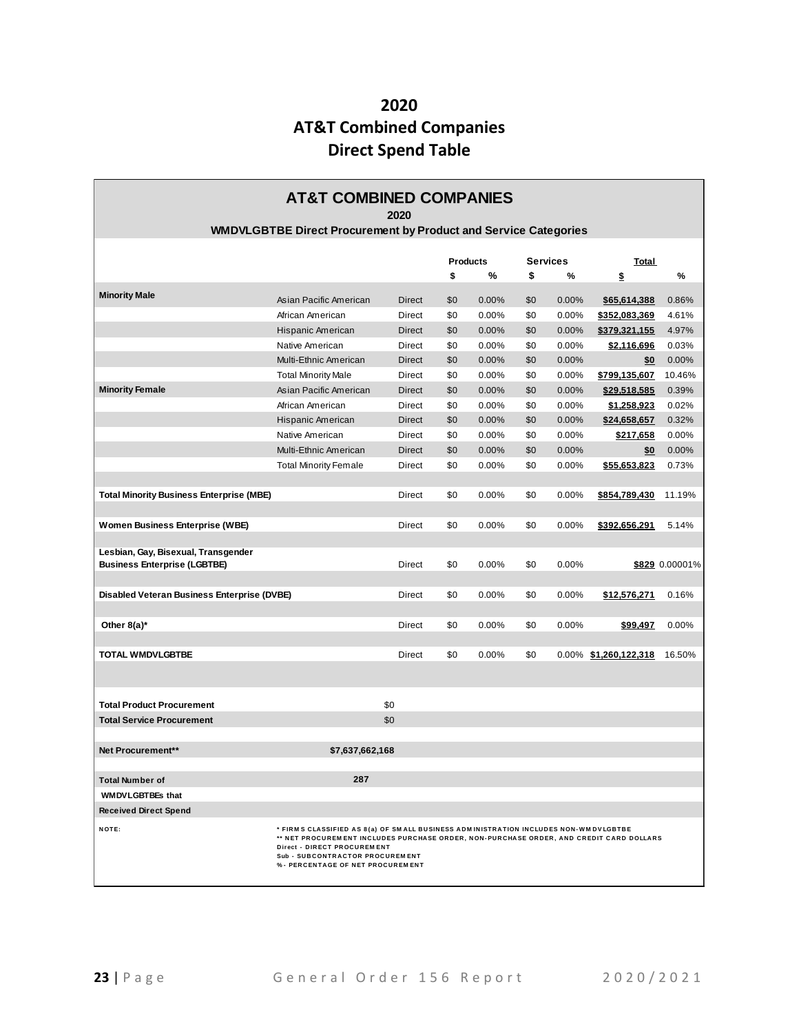# 2020
# AT&T Combined Companies
# Direct Spend Table

**AT&T COMBINED COMPANIES**
**2020**
**WMDVLGBTBE Direct Procurement by Product and Service Categories**

| | | | Products | | Services | | Total | |
|---|---|---|---|---|---|---|---|---|
| | | | $ | % | $ | % | $ | % |
| **Minority Male** | Asian Pacific American | Direct | $0 | 0.00% | $0 | 0.00% | $65,614,388 | 0.86% |
| | African American | Direct | $0 | 0.00% | $0 | 0.00% | $352,083,369 | 4.61% |
| | Hispanic American | Direct | $0 | 0.00% | $0 | 0.00% | $379,321,155 | 4.97% |
| | Native American | Direct | $0 | 0.00% | $0 | 0.00% | $2,116,696 | 0.03% |
| | Multi-Ethnic American | Direct | $0 | 0.00% | $0 | 0.00% | $0 | 0.00% |
| | Total Minority Male | Direct | $0 | 0.00% | $0 | 0.00% | $799,135,607 | 10.46% |
| **Minority Female** | Asian Pacific American | Direct | $0 | 0.00% | $0 | 0.00% | $29,518,585 | 0.39% |
| | African American | Direct | $0 | 0.00% | $0 | 0.00% | $1,258,923 | 0.02% |
| | Hispanic American | Direct | $0 | 0.00% | $0 | 0.00% | $24,658,657 | 0.32% |
| | Native American | Direct | $0 | 0.00% | $0 | 0.00% | $217,658 | 0.00% |
| | Multi-Ethnic American | Direct | $0 | 0.00% | $0 | 0.00% | $0 | 0.00% |
| | Total Minority Female | Direct | $0 | 0.00% | $0 | 0.00% | $55,653,823 | 0.73% |
| **Total Minority Business Enterprise (MBE)** | | Direct | $0 | 0.00% | $0 | 0.00% | $854,789,430 | 11.19% |
| **Women Business Enterprise (WBE)** | | Direct | $0 | 0.00% | $0 | 0.00% | $392,656,291 | 5.14% |
| **Lesbian, Gay, Bisexual, Transgender Business Enterprise (LGBTBE)** | | Direct | $0 | 0.00% | $0 | 0.00% | $829 | 0.00001% |
| **Disabled Veteran Business Enterprise (DVBE)** | | Direct | $0 | 0.00% | $0 | 0.00% | $12,576,271 | 0.16% |
| **Other 8(a)*** | | Direct | $0 | 0.00% | $0 | 0.00% | $99,497 | 0.00% |
| **TOTAL WMDVLGBTBE** | | Direct | $0 | 0.00% | $0 | 0.00% | $1,260,122,318 | 16.50% |

| | |
|---|---|
| **Total Product Procurement** | $0 |
| **Total Service Procurement** | $0 |
| **Net Procurement**** | $7,637,662,168 |
| **Total Number of WMDVLGBTBEs that Received Direct Spend** | 287 |

NOTE:
* FIRMS CLASSIFIED AS 8(a) OF SMALL BUSINESS ADMINISTRATION INCLUDES NON-WMDVLGBTBE
** NET PROCUREMENT INCLUDES PURCHASE ORDER, NON-PURCHASE ORDER, AND CREDIT CARD DOLLARS
Direct - DIRECT PROCUREMENT
Sub - SUBCONTRACTOR PROCUREMENT
% - PERCENTAGE OF NET PROCUREMENT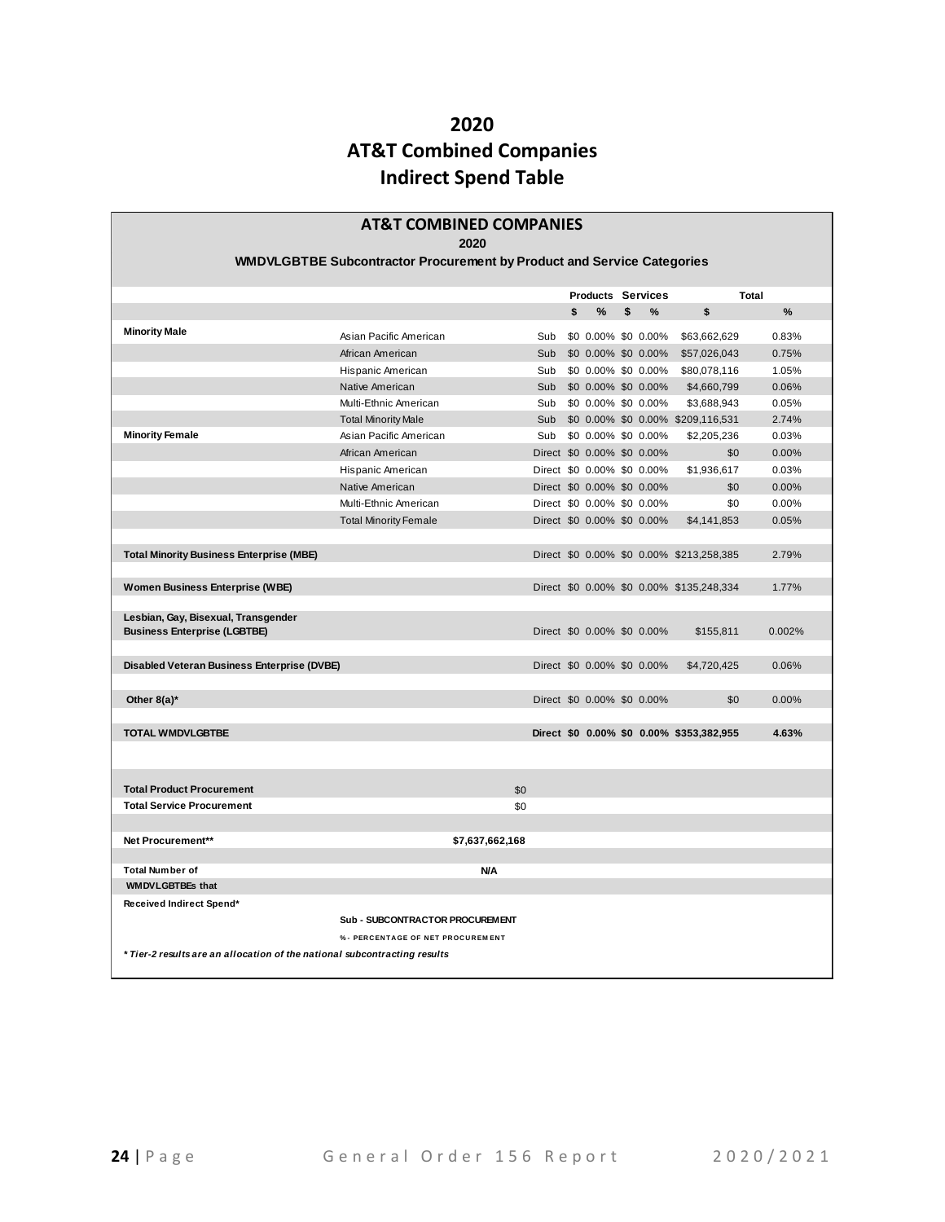# 2020
# AT&T Combined Companies
# Indirect Spend Table

**AT&T COMBINED COMPANIES**

**2020**

**WMDVLGBTBE Subcontractor Procurement by Product and Service Categories**

| | | | Products | | Services | | Total | |
|---|---|---|---|---|---|---|---|---|
| | | | $ | % | $ | % | $ | % |
| **Minority Male** | Asian Pacific American | Sub | $0 | 0.00% | $0 | 0.00% | $63,662,629 | 0.83% |
| | African American | Sub | $0 | 0.00% | $0 | 0.00% | $57,026,043 | 0.75% |
| | Hispanic American | Sub | $0 | 0.00% | $0 | 0.00% | $80,078,116 | 1.05% |
| | Native American | Sub | $0 | 0.00% | $0 | 0.00% | $4,660,799 | 0.06% |
| | Multi-Ethnic American | Sub | $0 | 0.00% | $0 | 0.00% | $3,688,943 | 0.05% |
| | Total Minority Male | Sub | $0 | 0.00% | $0 | 0.00% | $209,116,531 | 2.74% |
| **Minority Female** | Asian Pacific American | Sub | $0 | 0.00% | $0 | 0.00% | $2,205,236 | 0.03% |
| | African American | Direct | $0 | 0.00% | $0 | 0.00% | $0 | 0.00% |
| | Hispanic American | Direct | $0 | 0.00% | $0 | 0.00% | $1,936,617 | 0.03% |
| | Native American | Direct | $0 | 0.00% | $0 | 0.00% | $0 | 0.00% |
| | Multi-Ethnic American | Direct | $0 | 0.00% | $0 | 0.00% | $0 | 0.00% |
| | Total Minority Female | Direct | $0 | 0.00% | $0 | 0.00% | $4,141,853 | 0.05% |
| **Total Minority Business Enterprise (MBE)** | | Direct | $0 | 0.00% | $0 | 0.00% | $213,258,385 | 2.79% |
| **Women Business Enterprise (WBE)** | | Direct | $0 | 0.00% | $0 | 0.00% | $135,248,334 | 1.77% |
| **Lesbian, Gay, Bisexual, Transgender Business Enterprise (LGBTBE)** | | Direct | $0 | 0.00% | $0 | 0.00% | $155,811 | 0.002% |
| **Disabled Veteran Business Enterprise (DVBE)** | | Direct | $0 | 0.00% | $0 | 0.00% | $4,720,425 | 0.06% |
| **Other 8(a)*** | | Direct | $0 | 0.00% | $0 | 0.00% | $0 | 0.00% |
| **TOTAL WMDVLGBTBE** | | **Direct** | **$0** | **0.00%** | **$0** | **0.00%** | **$353,382,955** | **4.63%** |

| | |
|---|---|
| **Total Product Procurement** | $0 |
| **Total Service Procurement** | $0 |
| **Net Procurement**** | **$7,637,662,168** |
| **Total Number of WMDVLGBTBEs that Received Indirect Spend*** | **N/A** |

**Sub - SUBCONTRACTOR PROCUREMENT**

**% - PERCENTAGE OF NET PROCUREMENT**

***Tier-2 results are an allocation of the national subcontracting results***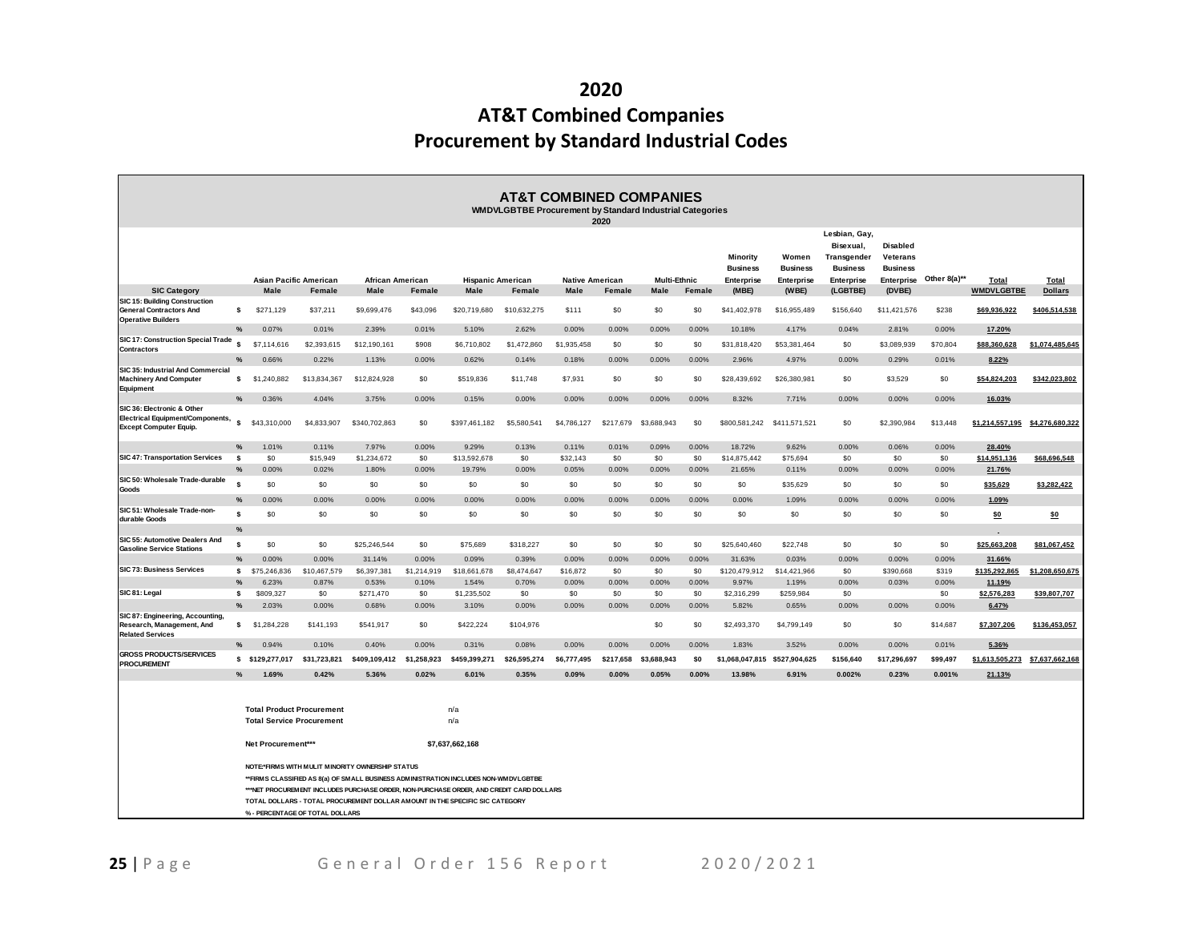# 2020
# AT&T Combined Companies
# Procurement by Standard Industrial Codes

**AT&T COMBINED COMPANIES**
**WMDVLGBTBE Procurement by Standard Industrial Categories**
**2020**

| SIC Category | | Asian Pacific American Male | Asian Pacific American Female | African American Male | African American Female | Hispanic American Male | Hispanic American Female | Native American Male | Native American Female | Multi-Ethnic Male | Multi-Ethnic Female | Minority Business Enterprise (MBE) | Women Business Enterprise (WBE) | Lesbian, Gay, Bisexual, Transgender Business Enterprise (LGBTBE) | Disabled Veterans Business Enterprise (DVBE) | Other 8(a)** | Total WMDVLGBTBE | Total Dollars |
|---|---|---|---|---|---|---|---|---|---|---|---|---|---|---|---|---|---|---|
| SIC 15: Building Construction General Contractors And Operative Builders | $ | $271,129 | $37,211 | $9,699,476 | $43,096 | $20,719,680 | $10,632,275 | $111 | $0 | $0 | $0 | $41,402,978 | $16,955,489 | $156,640 | $11,421,576 | $238 | $69,936,922 | $406,514,538 |
| | % | 0.07% | 0.01% | 2.39% | 0.01% | 5.10% | 2.62% | 0.00% | 0.00% | 0.00% | 0.00% | 10.18% | 4.17% | 0.04% | 2.81% | 0.00% | 17.20% | |
| SIC 17: Construction Special Trade Contractors | $ | $7,114,616 | $2,393,615 | $12,190,161 | $908 | $6,710,802 | $1,472,860 | $1,935,458 | $0 | $0 | $0 | $31,818,420 | $53,381,464 | $0 | $3,089,939 | $70,804 | $88,360,628 | $1,074,485,645 |
| | % | 0.66% | 0.22% | 1.13% | 0.00% | 0.62% | 0.14% | 0.18% | 0.00% | 0.00% | 0.00% | 2.96% | 4.97% | 0.00% | 0.29% | 0.01% | 8.22% | |
| SIC 35: Industrial And Commercial Machinery And Computer Equipment | $ | $1,240,882 | $13,834,367 | $12,824,928 | $0 | $519,836 | $11,748 | $7,931 | $0 | $0 | $0 | $28,439,692 | $26,380,981 | $0 | $3,529 | $0 | $54,824,203 | $342,023,802 |
| | % | 0.36% | 4.04% | 3.75% | 0.00% | 0.15% | 0.00% | 0.00% | 0.00% | 0.00% | 0.00% | 8.32% | 7.71% | 0.00% | 0.00% | 0.00% | 16.03% | |
| SIC 36: Electronic & Other Electrical Equipment/Components, Except Computer Equip. | $ | $43,310,000 | $4,833,907 | $340,702,863 | $0 | $397,461,182 | $5,580,541 | $4,786,127 | $217,679 | $3,688,943 | $0 | $800,581,242 | $411,571,521 | $0 | $2,390,984 | $13,448 | $1,214,557,195 | $4,276,680,322 |
| | % | 1.01% | 0.11% | 7.97% | 0.00% | 9.29% | 0.13% | 0.11% | 0.01% | 0.09% | 0.00% | 18.72% | 9.62% | 0.00% | 0.06% | 0.00% | 28.40% | |
| SIC 47: Transportation Services | $ | $0 | $15,949 | $1,234,672 | $0 | $13,592,678 | $0 | $32,143 | $0 | $0 | $0 | $14,875,442 | $75,694 | $0 | $0 | $0 | $14,951,136 | $68,696,548 |
| | % | 0.00% | 0.02% | 1.80% | 0.00% | 19.79% | 0.00% | 0.05% | 0.00% | 0.00% | 0.00% | 21.65% | 0.11% | 0.00% | 0.00% | 0.00% | 21.76% | |
| SIC 50: Wholesale Trade-durable Goods | $ | $0 | $0 | $0 | $0 | $0 | $0 | $0 | $0 | $0 | $0 | $0 | $35,629 | $0 | $0 | $0 | $35,629 | $3,282,422 |
| | % | 0.00% | 0.00% | 0.00% | 0.00% | 0.00% | 0.00% | 0.00% | 0.00% | 0.00% | 0.00% | 0.00% | 1.09% | 0.00% | 0.00% | 0.00% | 1.09% | |
| SIC 51: Wholesale Trade-non-durable Goods | $ | $0 | $0 | $0 | $0 | $0 | $0 | $0 | $0 | $0 | $0 | $0 | $0 | $0 | $0 | $0 | $0 | $0 |
| | % | | | | | | | | | | | | | | | | - | |
| SIC 55: Automotive Dealers And Gasoline Service Stations | $ | $0 | $0 | $25,246,544 | $0 | $75,689 | $318,227 | $0 | $0 | $0 | $0 | $25,640,460 | $22,748 | $0 | $0 | $0 | $25,663,208 | $81,067,452 |
| | % | 0.00% | 0.00% | 31.14% | 0.00% | 0.09% | 0.39% | 0.00% | 0.00% | 0.00% | 0.00% | 31.63% | 0.03% | 0.00% | 0.00% | 0.00% | 31.66% | |
| SIC 73: Business Services | $ | $75,246,836 | $10,467,579 | $6,397,381 | $1,214,919 | $18,661,678 | $8,474,647 | $16,872 | $0 | $0 | $0 | $120,479,912 | $14,421,966 | $0 | $390,668 | $319 | $135,292,865 | $1,208,650,675 |
| | % | 6.23% | 0.87% | 0.53% | 0.10% | 1.54% | 0.70% | 0.00% | 0.00% | 0.00% | 0.00% | 9.97% | 1.19% | 0.00% | 0.03% | 0.00% | 11.19% | |
| SIC 81: Legal | $ | $809,327 | $0 | $271,470 | $0 | $1,235,502 | $0 | $0 | $0 | $0 | $0 | $2,316,299 | $259,984 | $0 | | $0 | $2,576,283 | $39,807,707 |
| | % | 2.03% | 0.00% | 0.68% | 0.00% | 3.10% | 0.00% | 0.00% | 0.00% | 0.00% | 0.00% | 5.82% | 0.65% | 0.00% | 0.00% | 0.00% | 6.47% | |
| SIC 87: Engineering, Accounting, Research, Management, And Related Services | $ | $1,284,228 | $141,193 | $541,917 | $0 | $422,224 | $104,976 | | | $0 | $0 | $2,493,370 | $4,799,149 | $0 | $0 | $14,687 | $7,307,206 | $136,453,057 |
| | % | 0.94% | 0.10% | 0.40% | 0.00% | 0.31% | 0.08% | 0.00% | 0.00% | 0.00% | 0.00% | 1.83% | 3.52% | 0.00% | 0.00% | 0.01% | 5.36% | |
| GROSS PRODUCTS/SERVICES PROCUREMENT | $ | $129,277,017 | $31,723,821 | $409,109,412 | $1,258,923 | $459,399,271 | $26,595,274 | $6,777,495 | $217,658 | $3,688,943 | $0 | $1,068,047,815 | $527,904,625 | $156,640 | $17,296,697 | $99,497 | $1,613,505,273 | $7,637,662,168 |
| | % | 1.69% | 0.42% | 5.36% | 0.02% | 6.01% | 0.35% | 0.09% | 0.00% | 0.05% | 0.00% | 13.98% | 6.91% | 0.002% | 0.23% | 0.001% | 21.13% | |

**Total Product Procurement** n/a
**Total Service Procurement** n/a

**Net Procurement***** $7,637,662,168

NOTE:*FIRMS WITH MULIT MINORITY OWNERSHIP STATUS
**FIRMS CLASSIFIED AS 8(a) OF SMALL BUSINESS ADMINISTRATION INCLUDES NON-WMDVLGBTBE
***NET PROCUREMENT INCLUDES PURCHASE ORDER, NON-PURCHASE ORDER, AND CREDIT CARD DOLLARS
TOTAL DOLLARS - TOTAL PROCUREMENT DOLLAR AMOUNT IN THE SPECIFIC SIC CATEGORY
% - PERCENTAGE OF TOTAL DOLLARS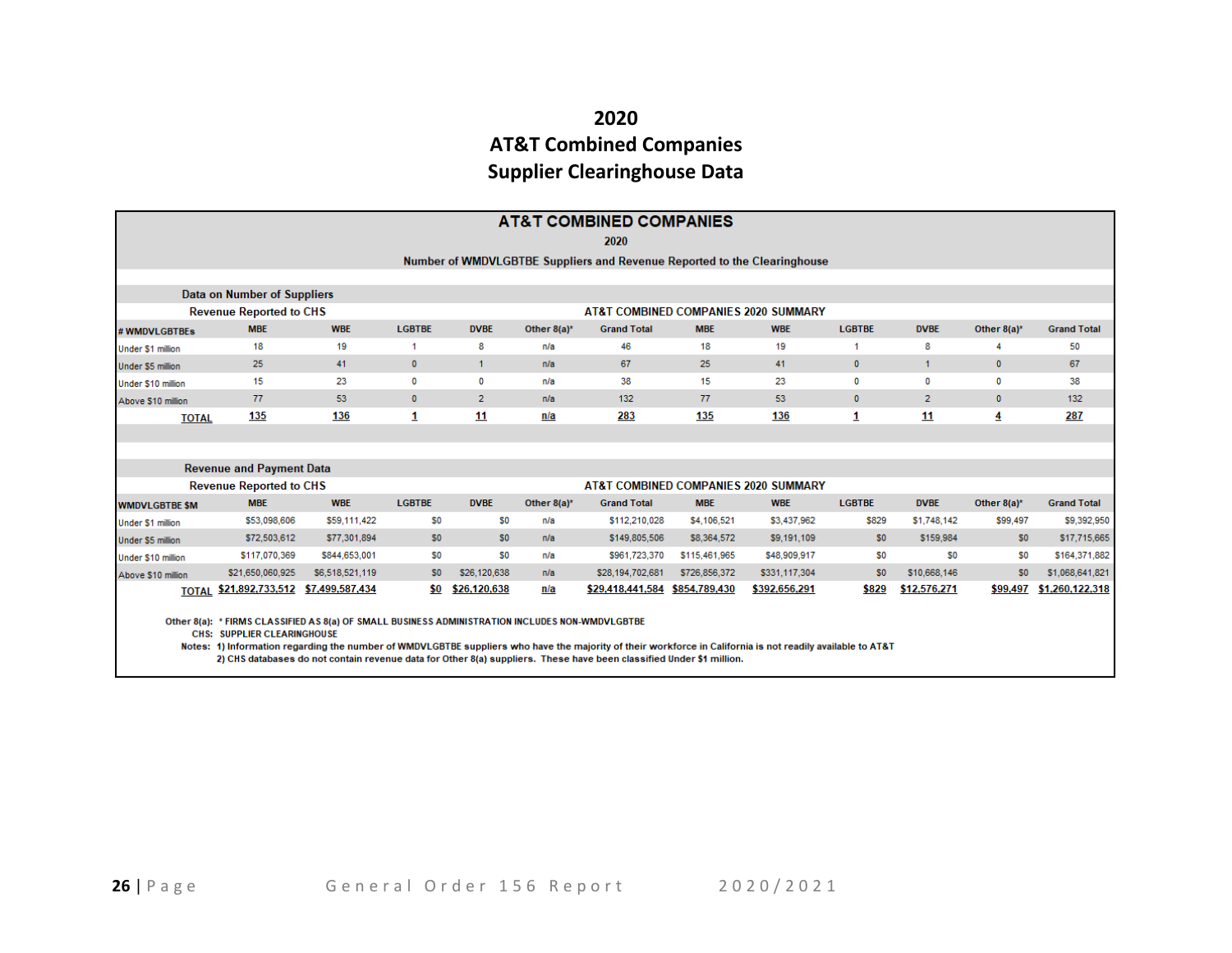# 2020
# AT&T Combined Companies
# Supplier Clearinghouse Data

## AT&T COMBINED COMPANIES

**2020**

**Number of WMDVLGBTBE Suppliers and Revenue Reported to the Clearinghouse**

**Data on Number of Suppliers**

| Revenue Reported to CHS | | | | | | AT&T COMBINED COMPANIES 2020 SUMMARY | | | | | | |
|---|---|---|---|---|---|---|---|---|---|---|---|---|
| # WMDVLGBTBEs | MBE | WBE | LGBTBE | DVBE | Other 8(a)* | Grand Total | MBE | WBE | LGBTBE | DVBE | Other 8(a)* | Grand Total |
| Under $1 million | 18 | 19 | 1 | 8 | n/a | 46 | 18 | 19 | 1 | 8 | 4 | 50 |
| Under $5 million | 25 | 41 | 0 | 1 | n/a | 67 | 25 | 41 | 0 | 1 | 0 | 67 |
| Under $10 million | 15 | 23 | 0 | 0 | n/a | 38 | 15 | 23 | 0 | 0 | 0 | 38 |
| Above $10 million | 77 | 53 | 0 | 2 | n/a | 132 | 77 | 53 | 0 | 2 | 0 | 132 |
| **TOTAL** | **135** | **136** | **1** | **11** | **n/a** | **283** | **135** | **136** | **1** | **11** | **4** | **287** |

**Revenue and Payment Data**

| Revenue Reported to CHS | | | | | | AT&T COMBINED COMPANIES 2020 SUMMARY | | | | | | |
|---|---|---|---|---|---|---|---|---|---|---|---|---|
| WMDVLGBTBE $M | MBE | WBE | LGBTBE | DVBE | Other 8(a)* | Grand Total | MBE | WBE | LGBTBE | DVBE | Other 8(a)* | Grand Total |
| Under $1 million | $53,098,606 | $59,111,422 | $0 | $0 | n/a | $112,210,028 | $4,106,521 | $3,437,962 | $829 | $1,748,142 | $99,497 | $9,392,950 |
| Under $5 million | $72,503,612 | $77,301,894 | $0 | $0 | n/a | $149,805,506 | $8,364,572 | $9,191,109 | $0 | $159,984 | $0 | $17,715,665 |
| Under $10 million | $117,070,369 | $844,653,001 | $0 | $0 | n/a | $961,723,370 | $115,461,965 | $48,909,917 | $0 | $0 | $0 | $164,371,882 |
| Above $10 million | $21,650,060,925 | $6,518,521,119 | $0 | $26,120,638 | n/a | $28,194,702,681 | $726,856,372 | $331,117,304 | $0 | $10,668,146 | $0 | $1,068,641,821 |
| **TOTAL** | **$21,892,733,512** | **$7,499,587,434** | **$0** | **$26,120,638** | **n/a** | **$29,418,441,584** | **$854,789,430** | **$392,656,291** | **$829** | **$12,576,271** | **$99,497** | **$1,260,122,318** |

Other 8(a): * FIRMS CLASSIFIED AS 8(a) OF SMALL BUSINESS ADMINISTRATION INCLUDES NON-WMDVLGBTBE

CHS: SUPPLIER CLEARINGHOUSE

Notes: 1) Information regarding the number of WMDVLGBTBE suppliers who have the majority of their workforce in California is not readily available to AT&T

2) CHS databases do not contain revenue data for Other 8(a) suppliers. These have been classified Under $1 million.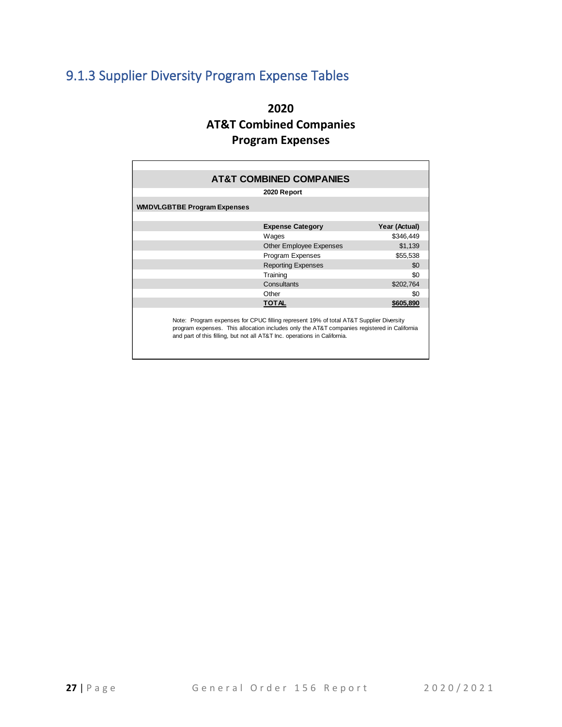## 9.1.3 Supplier Diversity Program Expense Tables

**2020**
**AT&T Combined Companies**
**Program Expenses**

**AT&T COMBINED COMPANIES**

**2020 Report**

**WMDVLGBTBE Program Expenses**

| Expense Category | Year (Actual) |
|---|---|
| Wages | $346,449 |
| Other Employee Expenses | $1,139 |
| Program Expenses | $55,538 |
| Reporting Expenses | $0 |
| Training | $0 |
| Consultants | $202,764 |
| Other | $0 |
| **TOTAL** | **$605,890** |

Note: Program expenses for CPUC filling represent 19% of total AT&T Supplier Diversity program expenses. This allocation includes only the AT&T companies registered in California and part of this filling, but not all AT&T Inc. operations in California.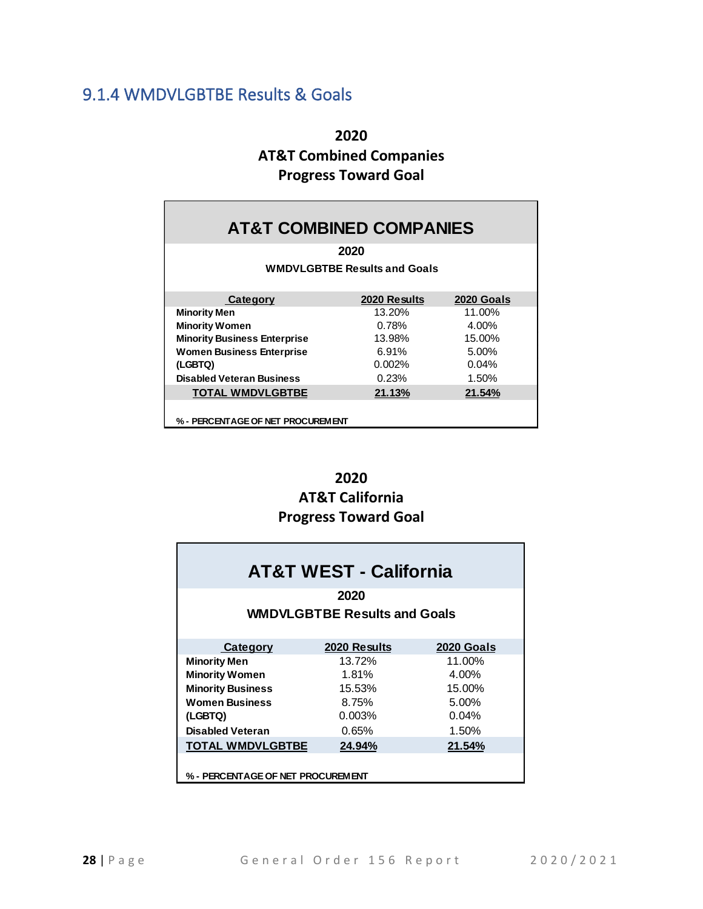### 9.1.4 WMDVLGBTBE Results & Goals

**2020**
**AT&T Combined Companies**
**Progress Toward Goal**

**AT&T COMBINED COMPANIES**

**2020**

**WMDVLGBTBE Results and Goals**

| Category | 2020 Results | 2020 Goals |
|---|---|---|
| **Minority Men** | 13.20% | 11.00% |
| **Minority Women** | 0.78% | 4.00% |
| **Minority Business Enterprise** | 13.98% | 15.00% |
| **Women Business Enterprise** | 6.91% | 5.00% |
| **(LGBTQ)** | 0.002% | 0.04% |
| **Disabled Veteran Business** | 0.23% | 1.50% |
| **TOTAL WMDVLGBTBE** | **21.13%** | **21.54%** |

**% - PERCENTAGE OF NET PROCUREMENT**

**2020**
**AT&T California**
**Progress Toward Goal**

**AT&T WEST - California**

**2020**

**WMDVLGBTBE Results and Goals**

| Category | 2020 Results | 2020 Goals |
|---|---|---|
| **Minority Men** | 13.72% | 11.00% |
| **Minority Women** | 1.81% | 4.00% |
| **Minority Business** | 15.53% | 15.00% |
| **Women Business** | 8.75% | 5.00% |
| **(LGBTQ)** | 0.003% | 0.04% |
| **Disabled Veteran** | 0.65% | 1.50% |
| **TOTAL WMDVLGBTBE** | **24.94%** | **21.54%** |

**% - PERCENTAGE OF NET PROCUREMENT**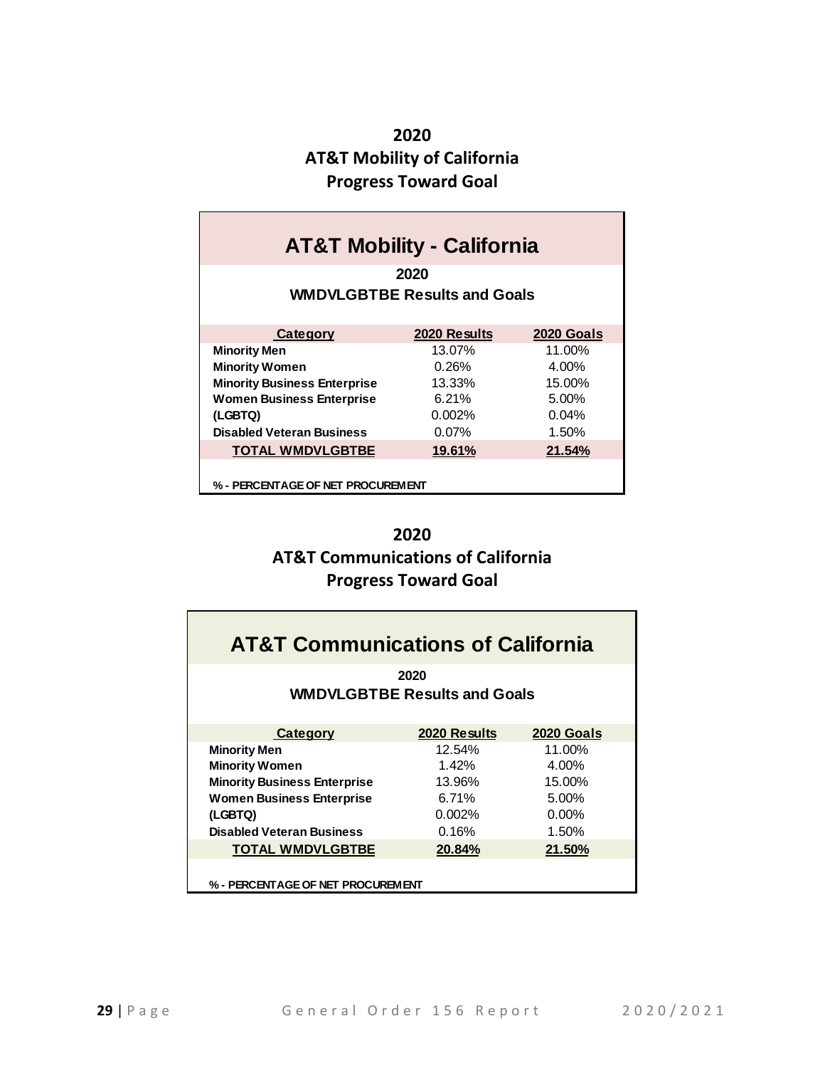## 2020
## AT&T Mobility of California
## Progress Toward Goal

### AT&T Mobility - California

**2020**

**WMDVLGBTBE Results and Goals**

| Category | 2020 Results | 2020 Goals |
|---|---|---|
| **Minority Men** | 13.07% | 11.00% |
| **Minority Women** | 0.26% | 4.00% |
| **Minority Business Enterprise** | 13.33% | 15.00% |
| **Women Business Enterprise** | 6.21% | 5.00% |
| **(LGBTQ)** | 0.002% | 0.04% |
| **Disabled Veteran Business** | 0.07% | 1.50% |
| **TOTAL WMDVLGBTBE** | **19.61%** | **21.54%** |

**% - PERCENTAGE OF NET PROCUREMENT**

## 2020
## AT&T Communications of California
## Progress Toward Goal

### AT&T Communications of California

**2020**

**WMDVLGBTBE Results and Goals**

| Category | 2020 Results | 2020 Goals |
|---|---|---|
| **Minority Men** | 12.54% | 11.00% |
| **Minority Women** | 1.42% | 4.00% |
| **Minority Business Enterprise** | 13.96% | 15.00% |
| **Women Business Enterprise** | 6.71% | 5.00% |
| **(LGBTQ)** | 0.002% | 0.00% |
| **Disabled Veteran Business** | 0.16% | 1.50% |
| **TOTAL WMDVLGBTBE** | **20.84%** | **21.50%** |

**% - PERCENTAGE OF NET PROCUREMENT**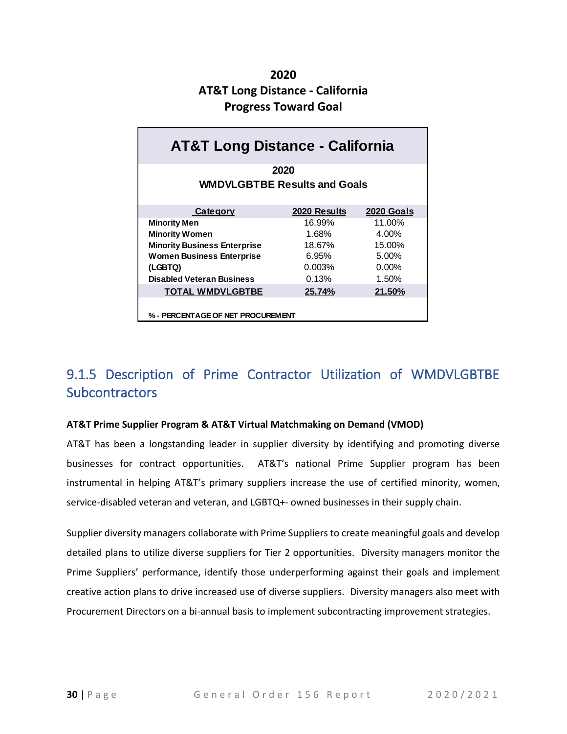**2020**
**AT&T Long Distance - California**
**Progress Toward Goal**

| AT&T Long Distance - California | | |
|---|---|---|
| **2020** | | |
| **WMDVLGBTBE Results and Goals** | | |
| **Category** | **2020 Results** | **2020 Goals** |
| **Minority Men** | 16.99% | 11.00% |
| **Minority Women** | 1.68% | 4.00% |
| **Minority Business Enterprise** | 18.67% | 15.00% |
| **Women Business Enterprise** | 6.95% | 5.00% |
| **(LGBTQ)** | 0.003% | 0.00% |
| **Disabled Veteran Business** | 0.13% | 1.50% |
| **TOTAL WMDVLGBTBE** | **25.74%** | **21.50%** |

**% - PERCENTAGE OF NET PROCUREMENT**

## 9.1.5 Description of Prime Contractor Utilization of WMDVLGBTBE Subcontractors

**AT&T Prime Supplier Program & AT&T Virtual Matchmaking on Demand (VMOD)**

AT&T has been a longstanding leader in supplier diversity by identifying and promoting diverse businesses for contract opportunities. AT&T's national Prime Supplier program has been instrumental in helping AT&T's primary suppliers increase the use of certified minority, women, service-disabled veteran and veteran, and LGBTQ+- owned businesses in their supply chain.

Supplier diversity managers collaborate with Prime Suppliers to create meaningful goals and develop detailed plans to utilize diverse suppliers for Tier 2 opportunities. Diversity managers monitor the Prime Suppliers' performance, identify those underperforming against their goals and implement creative action plans to drive increased use of diverse suppliers. Diversity managers also meet with Procurement Directors on a bi-annual basis to implement subcontracting improvement strategies.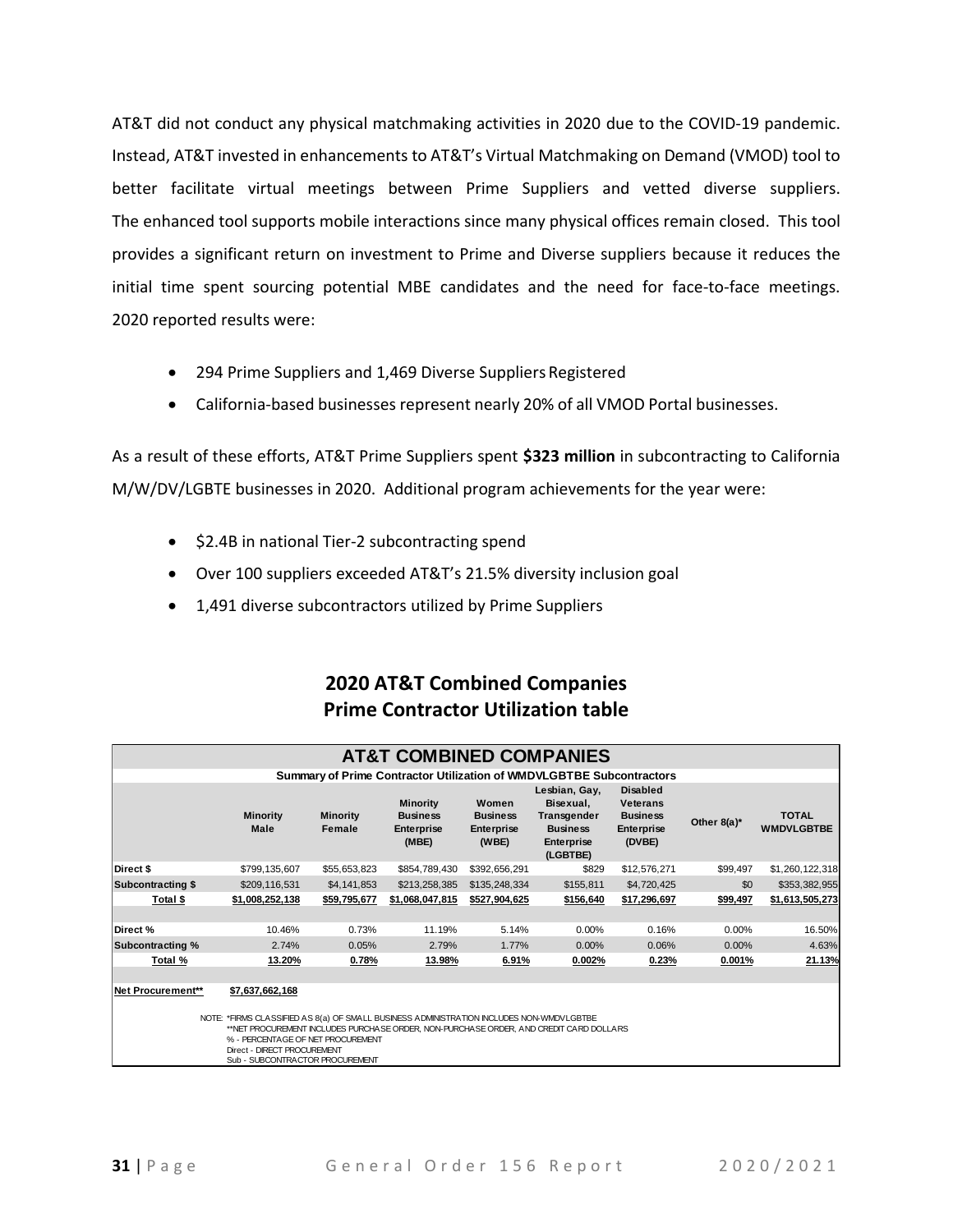AT&T did not conduct any physical matchmaking activities in 2020 due to the COVID-19 pandemic. Instead, AT&T invested in enhancements to AT&T's Virtual Matchmaking on Demand (VMOD) tool to better facilitate virtual meetings between Prime Suppliers and vetted diverse suppliers. The enhanced tool supports mobile interactions since many physical offices remain closed. This tool provides a significant return on investment to Prime and Diverse suppliers because it reduces the initial time spent sourcing potential MBE candidates and the need for face-to-face meetings. 2020 reported results were:

- 294 Prime Suppliers and 1,469 Diverse Suppliers Registered
- California-based businesses represent nearly 20% of all VMOD Portal businesses.

As a result of these efforts, AT&T Prime Suppliers spent **$323 million** in subcontracting to California M/W/DV/LGBTE businesses in 2020. Additional program achievements for the year were:

- $2.4B in national Tier-2 subcontracting spend
- Over 100 suppliers exceeded AT&T's 21.5% diversity inclusion goal
- 1,491 diverse subcontractors utilized by Prime Suppliers

## 2020 AT&T Combined Companies
## Prime Contractor Utilization table

**AT&T COMBINED COMPANIES**

**Summary of Prime Contractor Utilization of WMDVLGBTBE Subcontractors**

| | Minority Male | Minority Female | Minority Business Enterprise (MBE) | Women Business Enterprise (WBE) | Lesbian, Gay, Bisexual, Transgender Business Enterprise (LGBTBE) | Disabled Veterans Business Enterprise (DVBE) | Other 8(a)* | TOTAL WMDVLGBTBE |
|---|---|---|---|---|---|---|---|---|
| Direct $ | $799,135,607 | $55,653,823 | $854,789,430 | $392,656,291 | $829 | $12,576,271 | $99,497 | $1,260,122,318 |
| Subcontracting $ | $209,116,531 | $4,141,853 | $213,258,385 | $135,248,334 | $155,811 | $4,720,425 | $0 | $353,382,955 |
| **Total $** | **$1,008,252,138** | **$59,795,677** | **$1,068,047,815** | **$527,904,625** | **$156,640** | **$17,296,697** | **$99,497** | **$1,613,505,273** |
| Direct % | 10.46% | 0.73% | 11.19% | 5.14% | 0.00% | 0.16% | 0.00% | 16.50% |
| Subcontracting % | 2.74% | 0.05% | 2.79% | 1.77% | 0.00% | 0.06% | 0.00% | 4.63% |
| **Total %** | **13.20%** | **0.78%** | **13.98%** | **6.91%** | **0.002%** | **0.23%** | **0.001%** | **21.13%** |
| **Net Procurement**** | **$7,637,662,168** | | | | | | | |

NOTE: *FIRMS CLASSIFIED AS 8(a) OF SMALL BUSINESS ADMINISTRATION INCLUDES NON-WMDVLGBTBE
**NET PROCUREMENT INCLUDES PURCHASE ORDER, NON-PURCHASE ORDER, AND CREDIT CARD DOLLARS
% - PERCENTAGE OF NET PROCUREMENT
Direct - DIRECT PROCUREMENT
Sub - SUBCONTRACTOR PROCUREMENT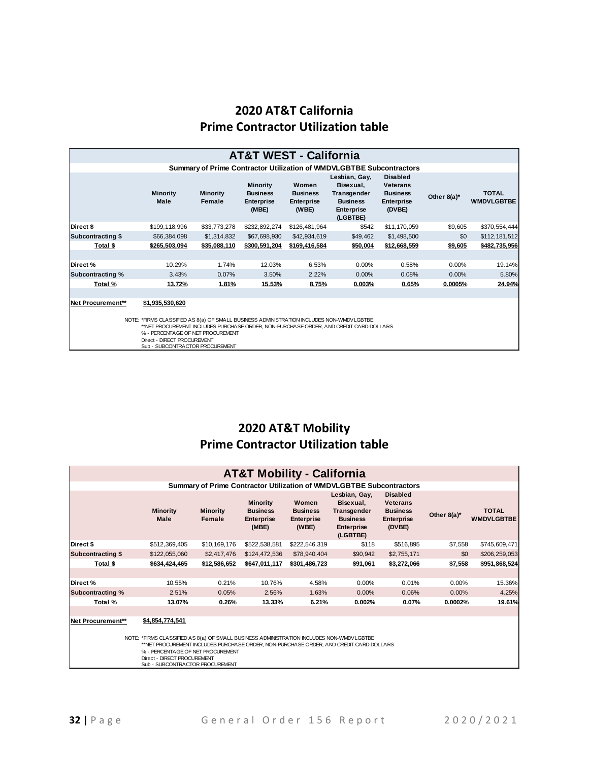## 2020 AT&T California
## Prime Contractor Utilization table

| AT&T WEST - California | | | | | | | | |
|---|---|---|---|---|---|---|---|---|
| Summary of Prime Contractor Utilization of WMDVLGBTBE Subcontractors | | | | | | | | |
| | Minority Male | Minority Female | Minority Business Enterprise (MBE) | Women Business Enterprise (WBE) | Lesbian, Gay, Bisexual, Transgender Business Enterprise (LGBTBE) | Disabled Veterans Business Enterprise (DVBE) | Other 8(a)* | TOTAL WMDVLGBTBE |
| Direct $ | $199,118,996 | $33,773,278 | $232,892,274 | $126,481,964 | $542 | $11,170,059 | $9,605 | $370,554,444 |
| Subcontracting $ | $66,384,098 | $1,314,832 | $67,698,930 | $42,934,619 | $49,462 | $1,498,500 | $0 | $112,181,512 |
| Total $ | $265,503,094 | $35,088,110 | $300,591,204 | $169,416,584 | $50,004 | $12,668,559 | $9,605 | $482,735,956 |
| | | | | | | | | |
| Direct % | 10.29% | 1.74% | 12.03% | 6.53% | 0.00% | 0.58% | 0.00% | 19.14% |
| Subcontracting % | 3.43% | 0.07% | 3.50% | 2.22% | 0.00% | 0.08% | 0.00% | 5.80% |
| Total % | 13.72% | 1.81% | 15.53% | 8.75% | 0.003% | 0.65% | 0.0005% | 24.94% |
| | | | | | | | | |
| Net Procurement** | $1,935,530,620 | | | | | | | |

NOTE: *FIRMS CLASSIFIED AS 8(a) OF SMALL BUSINESS ADMINISTRATION INCLUDES NON-WMDVLGBTBE
**NET PROCUREMENT INCLUDES PURCHASE ORDER, NON-PURCHASE ORDER, AND CREDIT CARD DOLLARS
% - PERCENTAGE OF NET PROCUREMENT
Direct - DIRECT PROCUREMENT
Sub - SUBCONTRACTOR PROCUREMENT

## 2020 AT&T Mobility
## Prime Contractor Utilization table

| AT&T Mobility - California | | | | | | | | |
|---|---|---|---|---|---|---|---|---|
| Summary of Prime Contractor Utilization of WMDVLGBTBE Subcontractors | | | | | | | | |
| | Minority Male | Minority Female | Minority Business Enterprise (MBE) | Women Business Enterprise (WBE) | Lesbian, Gay, Bisexual, Transgender Business Enterprise (LGBTBE) | Disabled Veterans Business Enterprise (DVBE) | Other 8(a)* | TOTAL WMDVLGBTBE |
| Direct $ | $512,369,405 | $10,169,176 | $522,538,581 | $222,546,319 | $118 | $516,895 | $7,558 | $745,609,471 |
| Subcontracting $ | $122,055,060 | $2,417,476 | $124,472,536 | $78,940,404 | $90,942 | $2,755,171 | $0 | $206,259,053 |
| Total $ | $634,424,465 | $12,586,652 | $647,011,117 | $301,486,723 | $91,061 | $3,272,066 | $7,558 | $951,868,524 |
| | | | | | | | | |
| Direct % | 10.55% | 0.21% | 10.76% | 4.58% | 0.00% | 0.01% | 0.00% | 15.36% |
| Subcontracting % | 2.51% | 0.05% | 2.56% | 1.63% | 0.00% | 0.06% | 0.00% | 4.25% |
| Total % | 13.07% | 0.26% | 13.33% | 6.21% | 0.002% | 0.07% | 0.0002% | 19.61% |
| | | | | | | | | |
| Net Procurement** | $4,854,774,541 | | | | | | | |

NOTE: *FIRMS CLASSIFIED AS 8(a) OF SMALL BUSINESS ADMINISTRATION INCLUDES NON-WMDVLGBTBE
**NET PROCUREMENT INCLUDES PURCHASE ORDER, NON-PURCHASE ORDER, AND CREDIT CARD DOLLARS
% - PERCENTAGE OF NET PROCUREMENT
Direct - DIRECT PROCUREMENT
Sub - SUBCONTRACTOR PROCUREMENT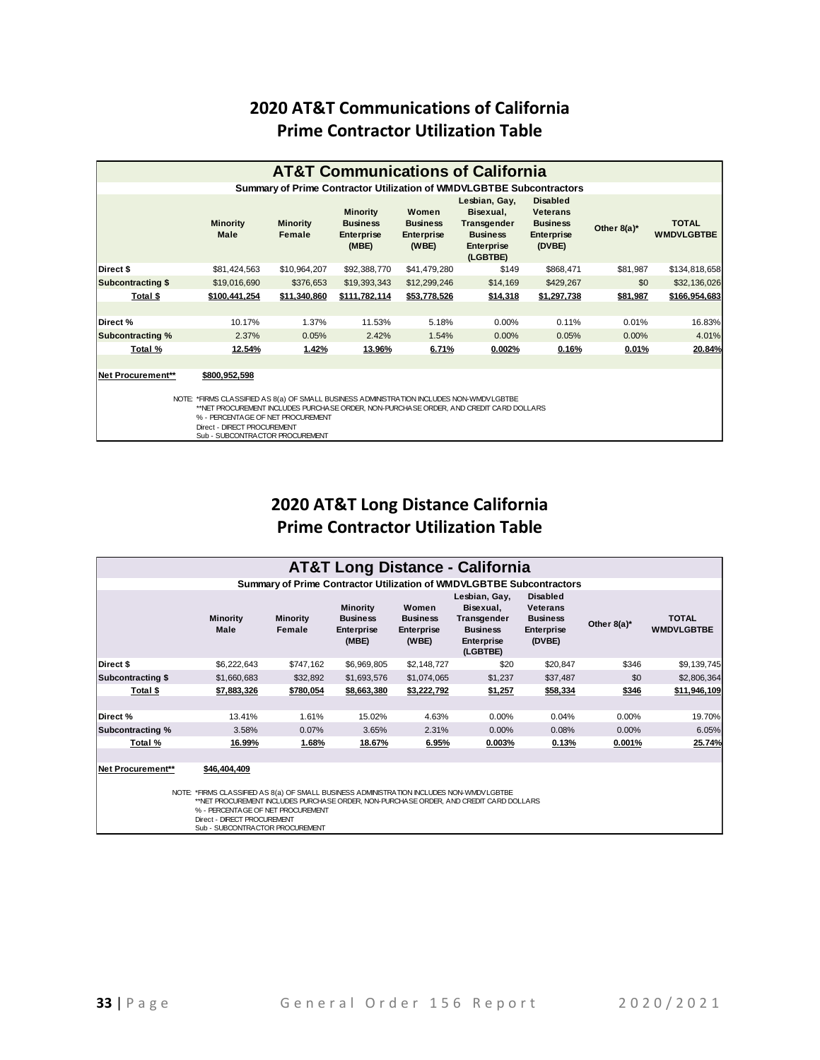# 2020 AT&T Communications of California
# Prime Contractor Utilization Table

| AT&T Communications of California | | | | | | | | |
|---|---|---|---|---|---|---|---|---|
| Summary of Prime Contractor Utilization of WMDVLGBTBE Subcontractors | | | | | | | | |
| | Minority Male | Minority Female | Minority Business Enterprise (MBE) | Women Business Enterprise (WBE) | Lesbian, Gay, Bisexual, Transgender Business Enterprise (LGBTBE) | Disabled Veterans Business Enterprise (DVBE) | Other 8(a)* | TOTAL WMDVLGBTBE |
| Direct $ | $81,424,563 | $10,964,207 | $92,388,770 | $41,479,280 | $149 | $868,471 | $81,987 | $134,818,658 |
| Subcontracting $ | $19,016,690 | $376,653 | $19,393,343 | $12,299,246 | $14,169 | $429,267 | $0 | $32,136,026 |
| **Total $** | **$100,441,254** | **$11,340,860** | **$111,782,114** | **$53,778,526** | **$14,318** | **$1,297,738** | **$81,987** | **$166,954,683** |
| Direct % | 10.17% | 1.37% | 11.53% | 5.18% | 0.00% | 0.11% | 0.01% | 16.83% |
| Subcontracting % | 2.37% | 0.05% | 2.42% | 1.54% | 0.00% | 0.05% | 0.00% | 4.01% |
| **Total %** | **12.54%** | **1.42%** | **13.96%** | **6.71%** | **0.002%** | **0.16%** | **0.01%** | **20.84%** |
| **Net Procurement**** | **$800,952,598** | | | | | | | |

NOTE: *FIRMS CLASSIFIED AS 8(a) OF SMALL BUSINESS ADMINISTRATION INCLUDES NON-WMDVLGBTBE
**NET PROCUREMENT INCLUDES PURCHASE ORDER, NON-PURCHASE ORDER, AND CREDIT CARD DOLLARS
% - PERCENTAGE OF NET PROCUREMENT
Direct - DIRECT PROCUREMENT
Sub - SUBCONTRACTOR PROCUREMENT

# 2020 AT&T Long Distance California
# Prime Contractor Utilization Table

| AT&T Long Distance - California | | | | | | | | |
|---|---|---|---|---|---|---|---|---|
| Summary of Prime Contractor Utilization of WMDVLGBTBE Subcontractors | | | | | | | | |
| | Minority Male | Minority Female | Minority Business Enterprise (MBE) | Women Business Enterprise (WBE) | Lesbian, Gay, Bisexual, Transgender Business Enterprise (LGBTBE) | Disabled Veterans Business Enterprise (DVBE) | Other 8(a)* | TOTAL WMDVLGBTBE |
| Direct $ | $6,222,643 | $747,162 | $6,969,805 | $2,148,727 | $20 | $20,847 | $346 | $9,139,745 |
| Subcontracting $ | $1,660,683 | $32,892 | $1,693,576 | $1,074,065 | $1,237 | $37,487 | $0 | $2,806,364 |
| **Total $** | **$7,883,326** | **$780,054** | **$8,663,380** | **$3,222,792** | **$1,257** | **$58,334** | **$346** | **$11,946,109** |
| Direct % | 13.41% | 1.61% | 15.02% | 4.63% | 0.00% | 0.04% | 0.00% | 19.70% |
| Subcontracting % | 3.58% | 0.07% | 3.65% | 2.31% | 0.00% | 0.08% | 0.00% | 6.05% |
| **Total %** | **16.99%** | **1.68%** | **18.67%** | **6.95%** | **0.003%** | **0.13%** | **0.001%** | **25.74%** |
| **Net Procurement**** | **$46,404,409** | | | | | | | |

NOTE: *FIRMS CLASSIFIED AS 8(a) OF SMALL BUSINESS ADMINISTRATION INCLUDES NON-WMDVLGBTBE
**NET PROCUREMENT INCLUDES PURCHASE ORDER, NON-PURCHASE ORDER, AND CREDIT CARD DOLLARS
% - PERCENTAGE OF NET PROCUREMENT
Direct - DIRECT PROCUREMENT
Sub - SUBCONTRACTOR PROCUREMENT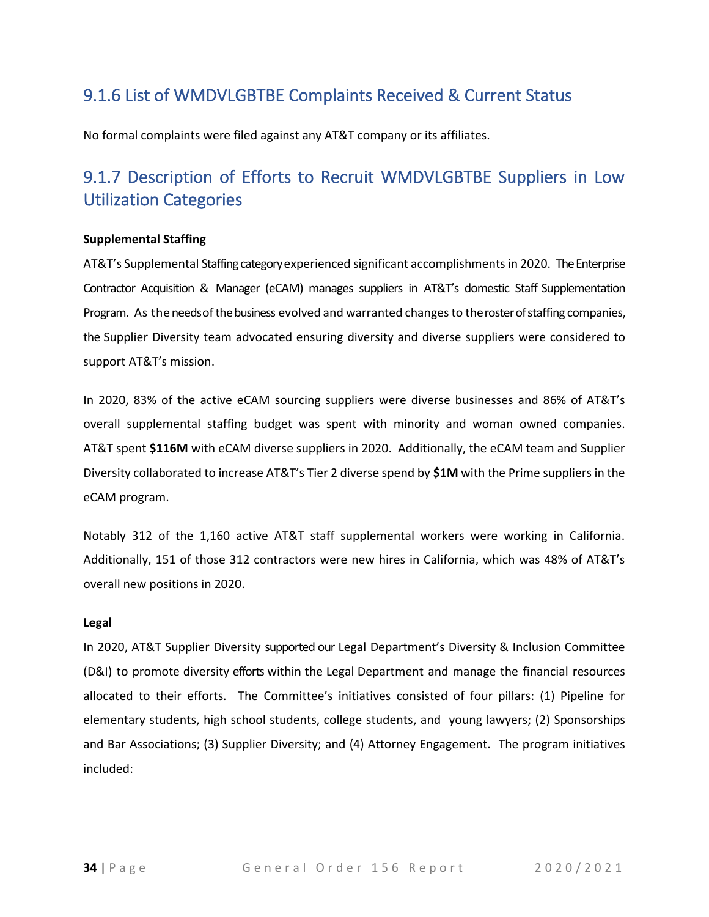## 9.1.6 List of WMDVLGBTBE Complaints Received & Current Status

No formal complaints were filed against any AT&T company or its affiliates.

## 9.1.7 Description of Efforts to Recruit WMDVLGBTBE Suppliers in Low Utilization Categories

**Supplemental Staffing**

AT&T's Supplemental Staffing category experienced significant accomplishments in 2020. The Enterprise Contractor Acquisition & Manager (eCAM) manages suppliers in AT&T's domestic Staff Supplementation Program. As the needs of the business evolved and warranted changes to the roster of staffing companies, the Supplier Diversity team advocated ensuring diversity and diverse suppliers were considered to support AT&T's mission.

In 2020, 83% of the active eCAM sourcing suppliers were diverse businesses and 86% of AT&T's overall supplemental staffing budget was spent with minority and woman owned companies. AT&T spent **$116M** with eCAM diverse suppliers in 2020. Additionally, the eCAM team and Supplier Diversity collaborated to increase AT&T's Tier 2 diverse spend by **$1M** with the Prime suppliers in the eCAM program.

Notably 312 of the 1,160 active AT&T staff supplemental workers were working in California. Additionally, 151 of those 312 contractors were new hires in California, which was 48% of AT&T's overall new positions in 2020.

**Legal**

In 2020, AT&T Supplier Diversity supported our Legal Department's Diversity & Inclusion Committee (D&I) to promote diversity efforts within the Legal Department and manage the financial resources allocated to their efforts. The Committee's initiatives consisted of four pillars: (1) Pipeline for elementary students, high school students, college students, and young lawyers; (2) Sponsorships and Bar Associations; (3) Supplier Diversity; and (4) Attorney Engagement. The program initiatives included: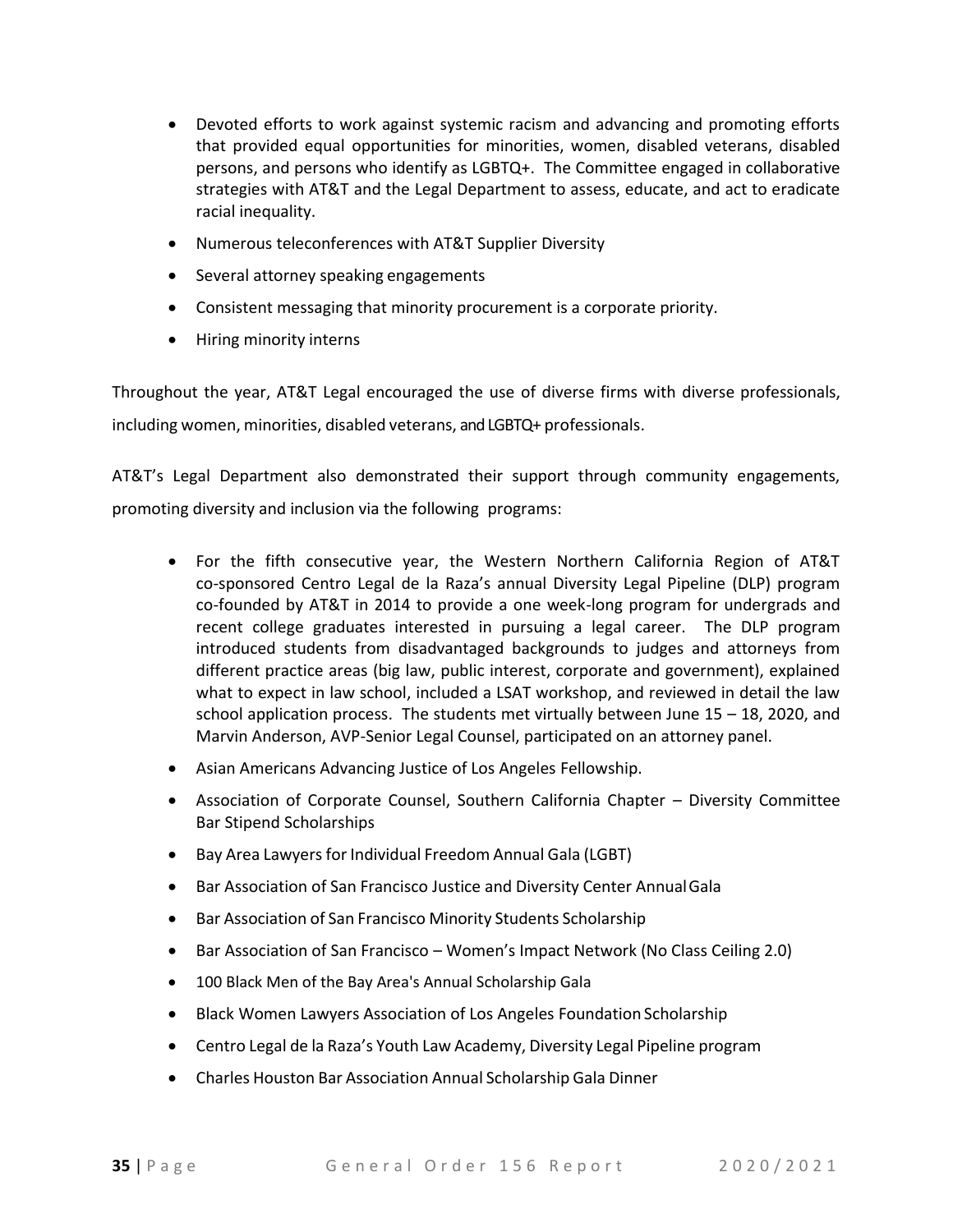- Devoted efforts to work against systemic racism and advancing and promoting efforts that provided equal opportunities for minorities, women, disabled veterans, disabled persons, and persons who identify as LGBTQ+. The Committee engaged in collaborative strategies with AT&T and the Legal Department to assess, educate, and act to eradicate racial inequality.
- Numerous teleconferences with AT&T Supplier Diversity
- Several attorney speaking engagements
- Consistent messaging that minority procurement is a corporate priority.
- Hiring minority interns

Throughout the year, AT&T Legal encouraged the use of diverse firms with diverse professionals, including women, minorities, disabled veterans, and LGBTQ+ professionals.

AT&T's Legal Department also demonstrated their support through community engagements, promoting diversity and inclusion via the following programs:

- For the fifth consecutive year, the Western Northern California Region of AT&T co-sponsored Centro Legal de la Raza's annual Diversity Legal Pipeline (DLP) program co-founded by AT&T in 2014 to provide a one week-long program for undergrads and recent college graduates interested in pursuing a legal career. The DLP program introduced students from disadvantaged backgrounds to judges and attorneys from different practice areas (big law, public interest, corporate and government), explained what to expect in law school, included a LSAT workshop, and reviewed in detail the law school application process. The students met virtually between June 15 – 18, 2020, and Marvin Anderson, AVP-Senior Legal Counsel, participated on an attorney panel.
- Asian Americans Advancing Justice of Los Angeles Fellowship.
- Association of Corporate Counsel, Southern California Chapter – Diversity Committee Bar Stipend Scholarships
- Bay Area Lawyers for Individual Freedom Annual Gala (LGBT)
- Bar Association of San Francisco Justice and Diversity Center Annual Gala
- Bar Association of San Francisco Minority Students Scholarship
- Bar Association of San Francisco – Women's Impact Network (No Class Ceiling 2.0)
- 100 Black Men of the Bay Area's Annual Scholarship Gala
- Black Women Lawyers Association of Los Angeles Foundation Scholarship
- Centro Legal de la Raza's Youth Law Academy, Diversity Legal Pipeline program
- Charles Houston Bar Association Annual Scholarship Gala Dinner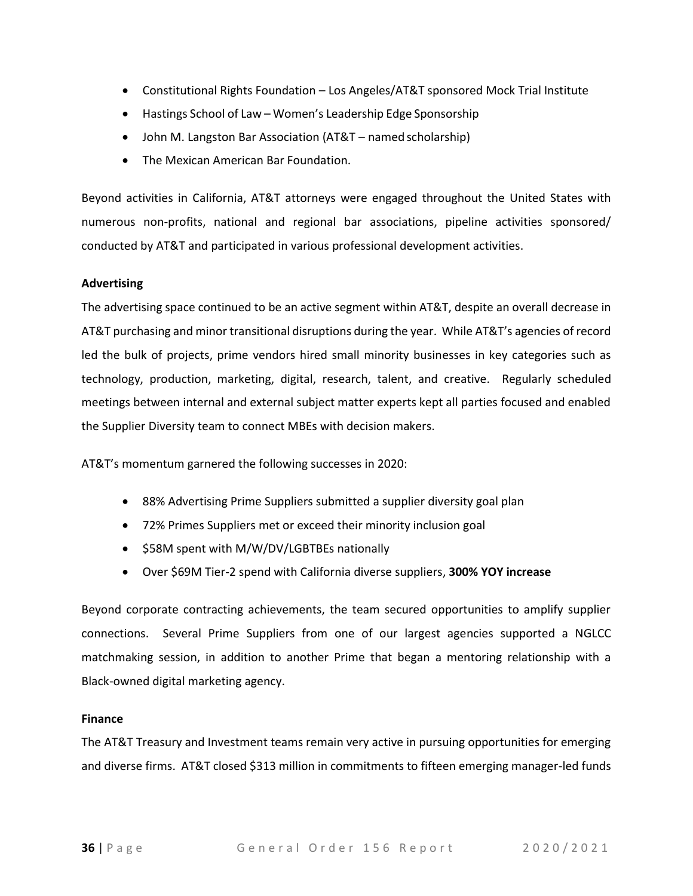- Constitutional Rights Foundation – Los Angeles/AT&T sponsored Mock Trial Institute
- Hastings School of Law – Women's Leadership Edge Sponsorship
- John M. Langston Bar Association (AT&T – named scholarship)
- The Mexican American Bar Foundation.

Beyond activities in California, AT&T attorneys were engaged throughout the United States with numerous non-profits, national and regional bar associations, pipeline activities sponsored/ conducted by AT&T and participated in various professional development activities.

**Advertising**

The advertising space continued to be an active segment within AT&T, despite an overall decrease in AT&T purchasing and minor transitional disruptions during the year. While AT&T's agencies of record led the bulk of projects, prime vendors hired small minority businesses in key categories such as technology, production, marketing, digital, research, talent, and creative. Regularly scheduled meetings between internal and external subject matter experts kept all parties focused and enabled the Supplier Diversity team to connect MBEs with decision makers.

AT&T's momentum garnered the following successes in 2020:

- 88% Advertising Prime Suppliers submitted a supplier diversity goal plan
- 72% Primes Suppliers met or exceed their minority inclusion goal
- $58M spent with M/W/DV/LGBTBEs nationally
- Over $69M Tier-2 spend with California diverse suppliers, **300% YOY increase**

Beyond corporate contracting achievements, the team secured opportunities to amplify supplier connections. Several Prime Suppliers from one of our largest agencies supported a NGLCC matchmaking session, in addition to another Prime that began a mentoring relationship with a Black-owned digital marketing agency.

**Finance**

The AT&T Treasury and Investment teams remain very active in pursuing opportunities for emerging and diverse firms. AT&T closed $313 million in commitments to fifteen emerging manager-led funds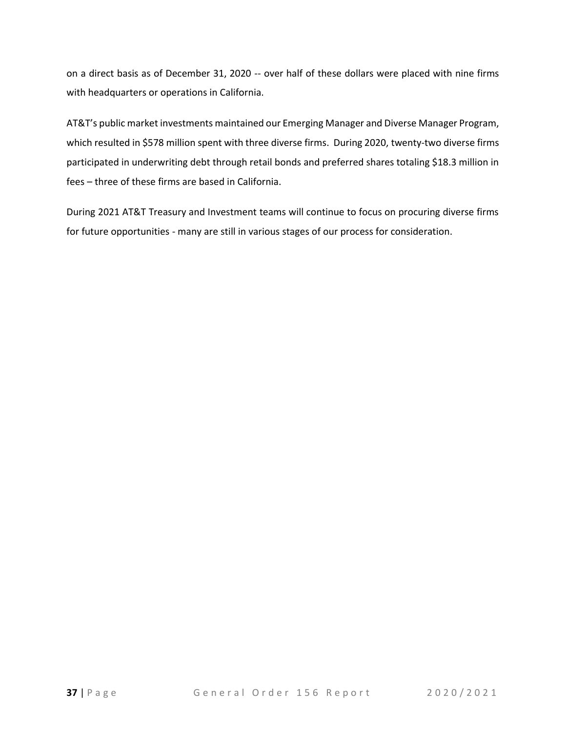on a direct basis as of December 31, 2020 -- over half of these dollars were placed with nine firms with headquarters or operations in California.

AT&T's public market investments maintained our Emerging Manager and Diverse Manager Program, which resulted in $578 million spent with three diverse firms. During 2020, twenty-two diverse firms participated in underwriting debt through retail bonds and preferred shares totaling $18.3 million in fees – three of these firms are based in California.

During 2021 AT&T Treasury and Investment teams will continue to focus on procuring diverse firms for future opportunities - many are still in various stages of our process for consideration.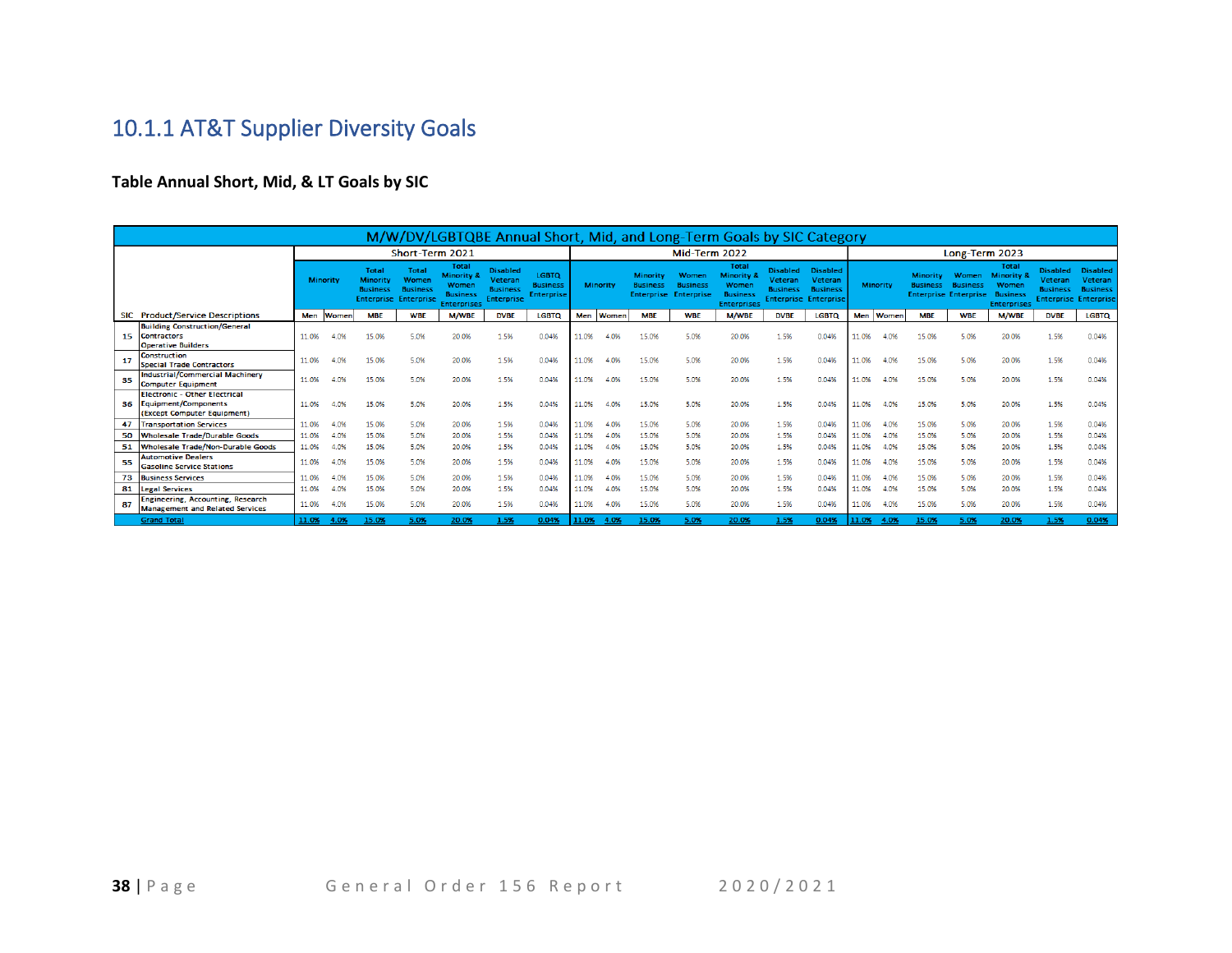## 10.1.1 AT&T Supplier Diversity Goals

**Table Annual Short, Mid, & LT Goals by SIC**

| M/W/DV/LGBTQBE Annual Short, Mid, and Long-Term Goals by SIC Category | | | | | | | | | | | | | | | | | | | | | | |
|---|---|---|---|---|---|---|---|---|---|---|---|---|---|---|---|---|---|---|---|---|---|---|
| | | Short-Term 2021 | | | | | | | Mid-Term 2022 | | | | | | | Long-Term 2023 | | | | | | |
| | | Minority | | Total Minority Business Enterprise | Total Women Business Enterprise | Total Minority & Women Business Enterprises | Disabled Veteran Business Enterprise | LGBTQ Business Enterprise | Minority | | Minority Business Enterprise | Women Business Enterprise | Total Minority & Women Business Enterprises | Disabled Veteran Business Enterprise | Disabled Veteran Business Enterprise | Minority | | Minority Business Enterprise | Women Business Enterprise | Total Minority & Women Business Enterprises | Disabled Veteran Business Enterprise | Disabled Veteran Business Enterprise |
| SIC | Product/Service Descriptions | Men | Women | MBE | WBE | M/WBE | DVBE | LGBTQ | Men | Women | MBE | WBE | M/WBE | DVBE | LGBTQ | Men | Women | MBE | WBE | M/WBE | DVBE | LGBTQ |
| 15 | Building Construction/General Contractors Operative Builders | 11.0% | 4.0% | 15.0% | 5.0% | 20.0% | 1.5% | 0.04% | 11.0% | 4.0% | 15.0% | 5.0% | 20.0% | 1.5% | 0.04% | 11.0% | 4.0% | 15.0% | 5.0% | 20.0% | 1.5% | 0.04% |
| 17 | Construction Special Trade Contractors | 11.0% | 4.0% | 15.0% | 5.0% | 20.0% | 1.5% | 0.04% | 11.0% | 4.0% | 15.0% | 5.0% | 20.0% | 1.5% | 0.04% | 11.0% | 4.0% | 15.0% | 5.0% | 20.0% | 1.5% | 0.04% |
| 35 | Industrial/Commercial Machinery Computer Equipment | 11.0% | 4.0% | 15.0% | 5.0% | 20.0% | 1.5% | 0.04% | 11.0% | 4.0% | 15.0% | 5.0% | 20.0% | 1.5% | 0.04% | 11.0% | 4.0% | 15.0% | 5.0% | 20.0% | 1.5% | 0.04% |
| 36 | Electronic - Other Electrical Equipment/Components (Except Computer Equipment) | 11.0% | 4.0% | 15.0% | 5.0% | 20.0% | 1.5% | 0.04% | 11.0% | 4.0% | 15.0% | 5.0% | 20.0% | 1.5% | 0.04% | 11.0% | 4.0% | 15.0% | 5.0% | 20.0% | 1.5% | 0.04% |
| 47 | Transportation Services | 11.0% | 4.0% | 15.0% | 5.0% | 20.0% | 1.5% | 0.04% | 11.0% | 4.0% | 15.0% | 5.0% | 20.0% | 1.5% | 0.04% | 11.0% | 4.0% | 15.0% | 5.0% | 20.0% | 1.5% | 0.04% |
| 50 | Wholesale Trade/Durable Goods | 11.0% | 4.0% | 15.0% | 5.0% | 20.0% | 1.5% | 0.04% | 11.0% | 4.0% | 15.0% | 5.0% | 20.0% | 1.5% | 0.04% | 11.0% | 4.0% | 15.0% | 5.0% | 20.0% | 1.5% | 0.04% |
| 51 | Wholesale Trade/Non-Durable Goods | 11.0% | 4.0% | 15.0% | 5.0% | 20.0% | 1.5% | 0.04% | 11.0% | 4.0% | 15.0% | 5.0% | 20.0% | 1.5% | 0.04% | 11.0% | 4.0% | 15.0% | 5.0% | 20.0% | 1.5% | 0.04% |
| 55 | Automotive Dealers Gasoline Service Stations | 11.0% | 4.0% | 15.0% | 5.0% | 20.0% | 1.5% | 0.04% | 11.0% | 4.0% | 15.0% | 5.0% | 20.0% | 1.5% | 0.04% | 11.0% | 4.0% | 15.0% | 5.0% | 20.0% | 1.5% | 0.04% |
| 73 | Business Services | 11.0% | 4.0% | 15.0% | 5.0% | 20.0% | 1.5% | 0.04% | 11.0% | 4.0% | 15.0% | 5.0% | 20.0% | 1.5% | 0.04% | 11.0% | 4.0% | 15.0% | 5.0% | 20.0% | 1.5% | 0.04% |
| 81 | Legal Services | 11.0% | 4.0% | 15.0% | 5.0% | 20.0% | 1.5% | 0.04% | 11.0% | 4.0% | 15.0% | 5.0% | 20.0% | 1.5% | 0.04% | 11.0% | 4.0% | 15.0% | 5.0% | 20.0% | 1.5% | 0.04% |
| 87 | Engineering, Accounting, Research Management and Related Services | 11.0% | 4.0% | 15.0% | 5.0% | 20.0% | 1.5% | 0.04% | 11.0% | 4.0% | 15.0% | 5.0% | 20.0% | 1.5% | 0.04% | 11.0% | 4.0% | 15.0% | 5.0% | 20.0% | 1.5% | 0.04% |
| | Grand Total | 11.0% | 4.0% | 15.0% | 5.0% | 20.0% | 1.5% | 0.04% | 11.0% | 4.0% | 15.0% | 5.0% | 20.0% | 1.5% | 0.04% | 11.0% | 4.0% | 15.0% | 5.0% | 20.0% | 1.5% | 0.04% |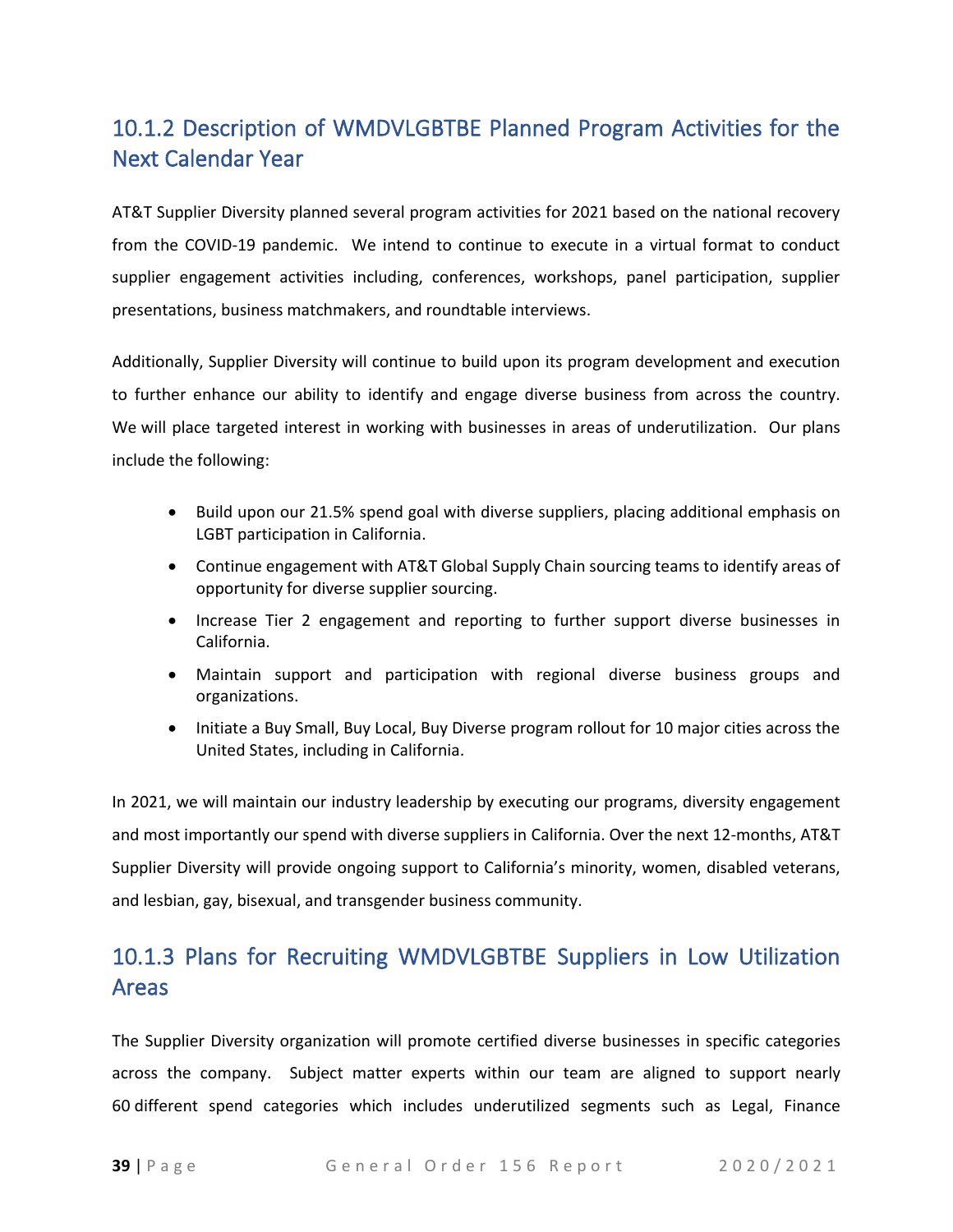## 10.1.2 Description of WMDVLGBTBE Planned Program Activities for the Next Calendar Year

AT&T Supplier Diversity planned several program activities for 2021 based on the national recovery from the COVID-19 pandemic. We intend to continue to execute in a virtual format to conduct supplier engagement activities including, conferences, workshops, panel participation, supplier presentations, business matchmakers, and roundtable interviews.

Additionally, Supplier Diversity will continue to build upon its program development and execution to further enhance our ability to identify and engage diverse business from across the country. We will place targeted interest in working with businesses in areas of underutilization. Our plans include the following:

- Build upon our 21.5% spend goal with diverse suppliers, placing additional emphasis on LGBT participation in California.
- Continue engagement with AT&T Global Supply Chain sourcing teams to identify areas of opportunity for diverse supplier sourcing.
- Increase Tier 2 engagement and reporting to further support diverse businesses in California.
- Maintain support and participation with regional diverse business groups and organizations.
- Initiate a Buy Small, Buy Local, Buy Diverse program rollout for 10 major cities across the United States, including in California.

In 2021, we will maintain our industry leadership by executing our programs, diversity engagement and most importantly our spend with diverse suppliers in California. Over the next 12-months, AT&T Supplier Diversity will provide ongoing support to California's minority, women, disabled veterans, and lesbian, gay, bisexual, and transgender business community.

## 10.1.3 Plans for Recruiting WMDVLGBTBE Suppliers in Low Utilization Areas

The Supplier Diversity organization will promote certified diverse businesses in specific categories across the company. Subject matter experts within our team are aligned to support nearly 60 different spend categories which includes underutilized segments such as Legal, Finance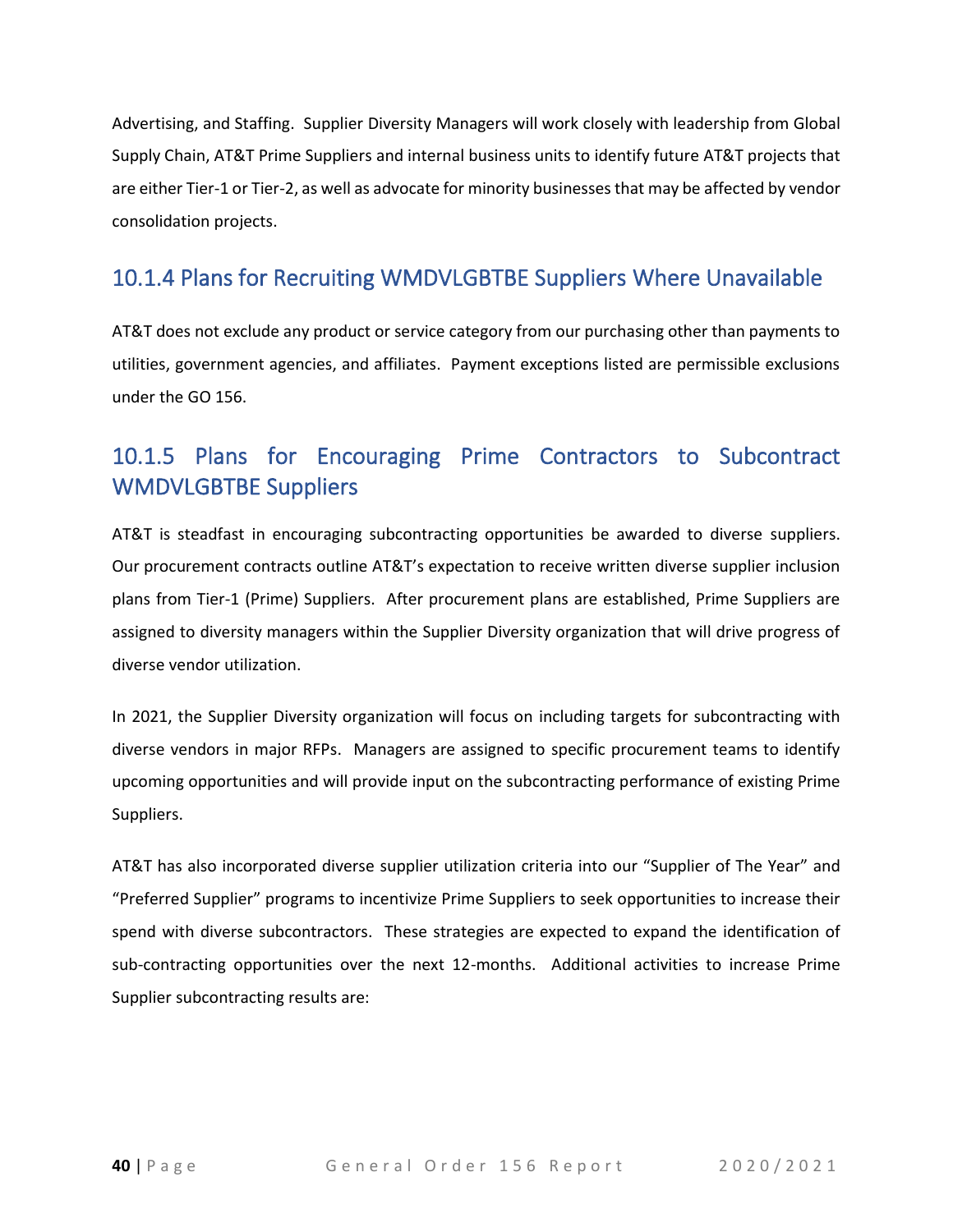Advertising, and Staffing. Supplier Diversity Managers will work closely with leadership from Global Supply Chain, AT&T Prime Suppliers and internal business units to identify future AT&T projects that are either Tier-1 or Tier-2, as well as advocate for minority businesses that may be affected by vendor consolidation projects.

### 10.1.4 Plans for Recruiting WMDVLGBTBE Suppliers Where Unavailable

AT&T does not exclude any product or service category from our purchasing other than payments to utilities, government agencies, and affiliates. Payment exceptions listed are permissible exclusions under the GO 156.

### 10.1.5 Plans for Encouraging Prime Contractors to Subcontract WMDVLGBTBE Suppliers

AT&T is steadfast in encouraging subcontracting opportunities be awarded to diverse suppliers. Our procurement contracts outline AT&T's expectation to receive written diverse supplier inclusion plans from Tier-1 (Prime) Suppliers. After procurement plans are established, Prime Suppliers are assigned to diversity managers within the Supplier Diversity organization that will drive progress of diverse vendor utilization.

In 2021, the Supplier Diversity organization will focus on including targets for subcontracting with diverse vendors in major RFPs. Managers are assigned to specific procurement teams to identify upcoming opportunities and will provide input on the subcontracting performance of existing Prime Suppliers.

AT&T has also incorporated diverse supplier utilization criteria into our "Supplier of The Year" and "Preferred Supplier" programs to incentivize Prime Suppliers to seek opportunities to increase their spend with diverse subcontractors. These strategies are expected to expand the identification of sub-contracting opportunities over the next 12-months. Additional activities to increase Prime Supplier subcontracting results are: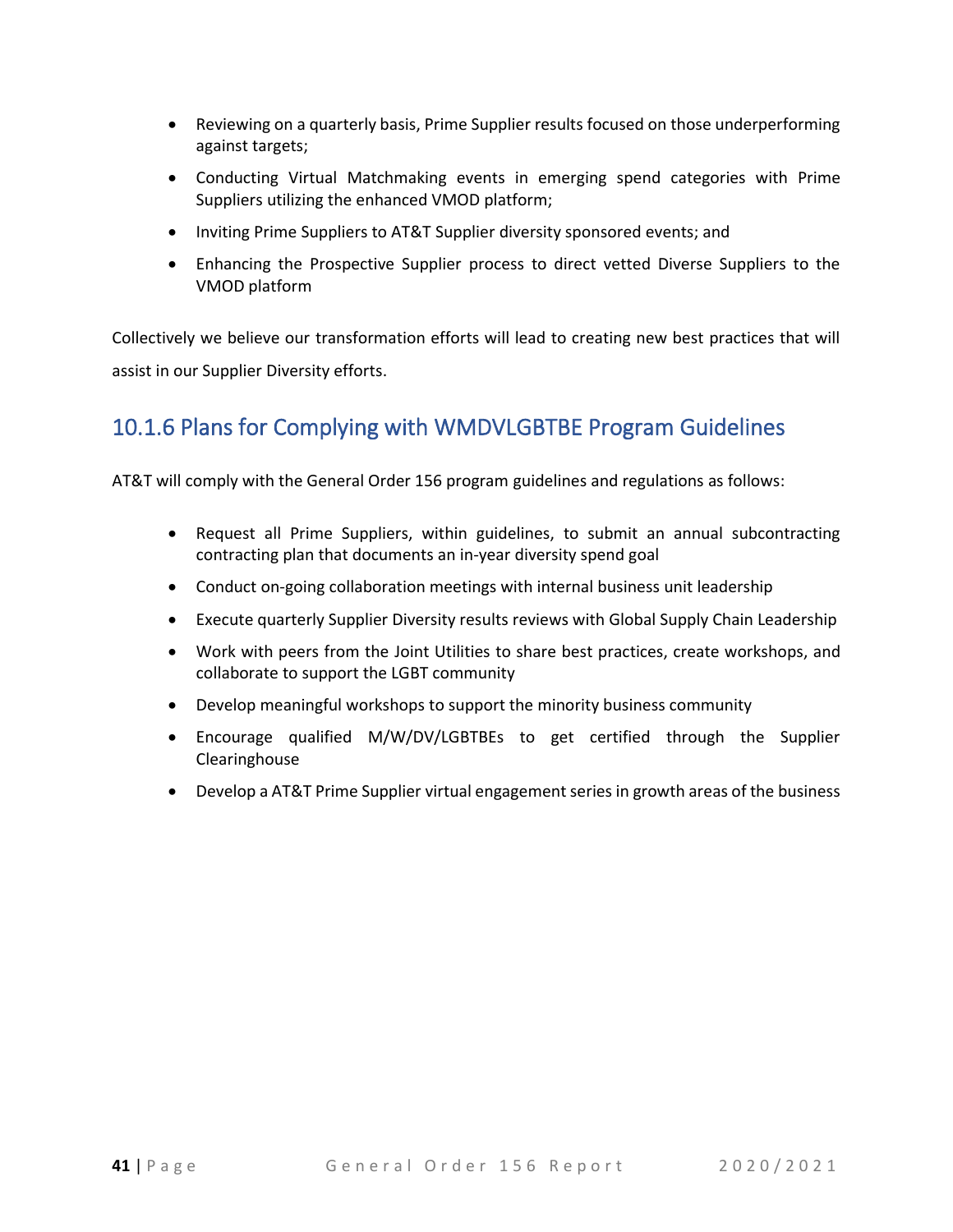- Reviewing on a quarterly basis, Prime Supplier results focused on those underperforming against targets;
- Conducting Virtual Matchmaking events in emerging spend categories with Prime Suppliers utilizing the enhanced VMOD platform;
- Inviting Prime Suppliers to AT&T Supplier diversity sponsored events; and
- Enhancing the Prospective Supplier process to direct vetted Diverse Suppliers to the VMOD platform

Collectively we believe our transformation efforts will lead to creating new best practices that will assist in our Supplier Diversity efforts.

## 10.1.6 Plans for Complying with WMDVLGBTBE Program Guidelines

AT&T will comply with the General Order 156 program guidelines and regulations as follows:

- Request all Prime Suppliers, within guidelines, to submit an annual subcontracting contracting plan that documents an in-year diversity spend goal
- Conduct on-going collaboration meetings with internal business unit leadership
- Execute quarterly Supplier Diversity results reviews with Global Supply Chain Leadership
- Work with peers from the Joint Utilities to share best practices, create workshops, and collaborate to support the LGBT community
- Develop meaningful workshops to support the minority business community
- Encourage qualified M/W/DV/LGBTBEs to get certified through the Supplier Clearinghouse
- Develop a AT&T Prime Supplier virtual engagement series in growth areas of the business